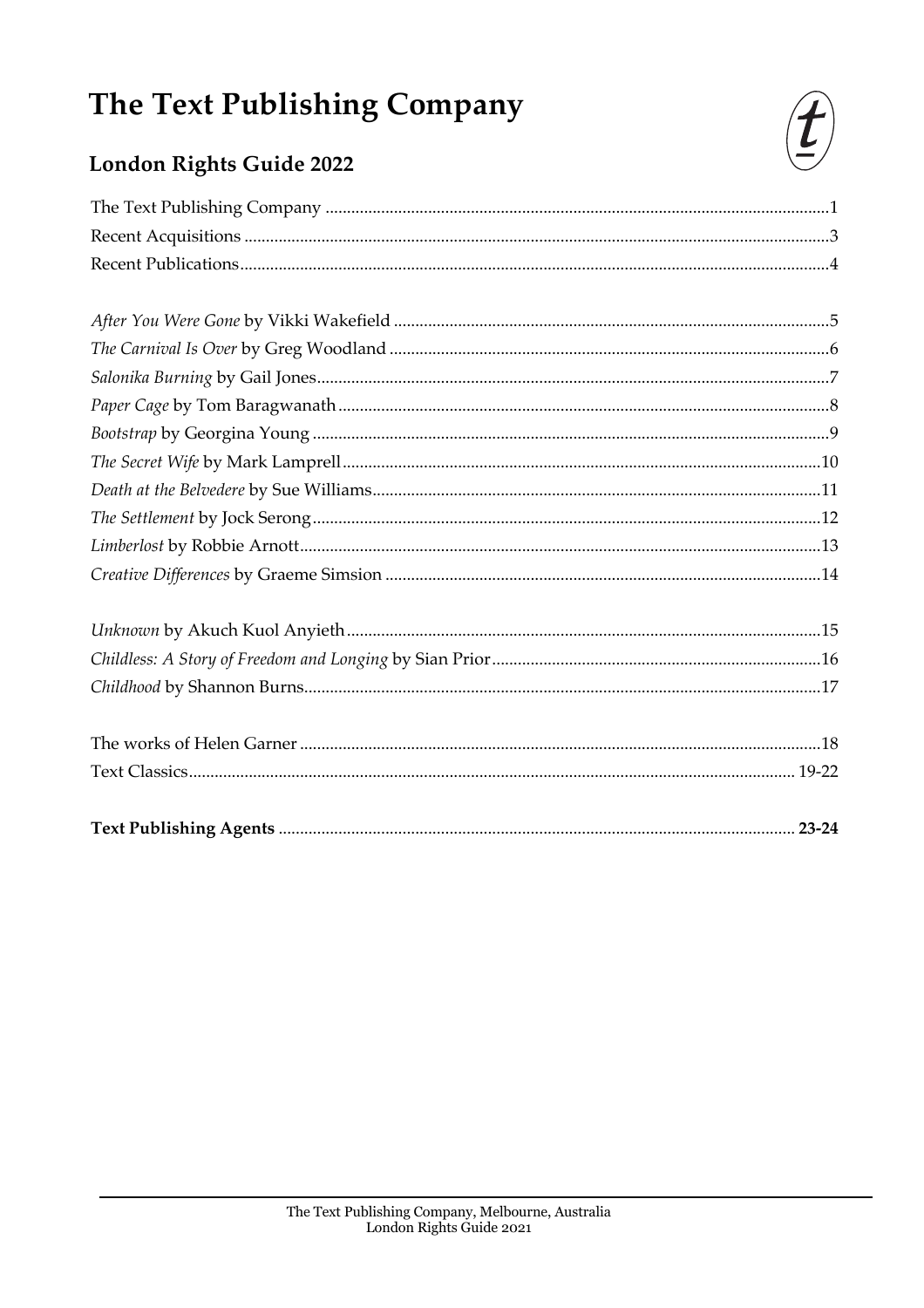# The Text Publishing Company

## London Rights Guide 2022

The Text Publishing Company ........ 1
Recent Acquisitions ........ 3
Recent Publications ........ 4

*After You Were Gone* by Vikki Wakefield ........ 5
*The Carnival Is Over* by Greg Woodland ........ 6
*Salonika Burning* by Gail Jones ........ 7
*Paper Cage* by Tom Baragwanath ........ 8
*Bootstrap* by Georgina Young ........ 9
*The Secret Wife* by Mark Lamprell ........ 10
*Death at the Belvedere* by Sue Williams ........ 11
*The Settlement* by Jock Serong ........ 12
*Limberlost* by Robbie Arnott ........ 13
*Creative Differences* by Graeme Simsion ........ 14

*Unknown* by Akuch Kuol Anyieth ........ 15
*Childless: A Story of Freedom and Longing* by Sian Prior ........ 16
*Childhood* by Shannon Burns ........ 17

The works of Helen Garner ........ 18
Text Classics ........ 19-22

**Text Publishing Agents ........ 23-24**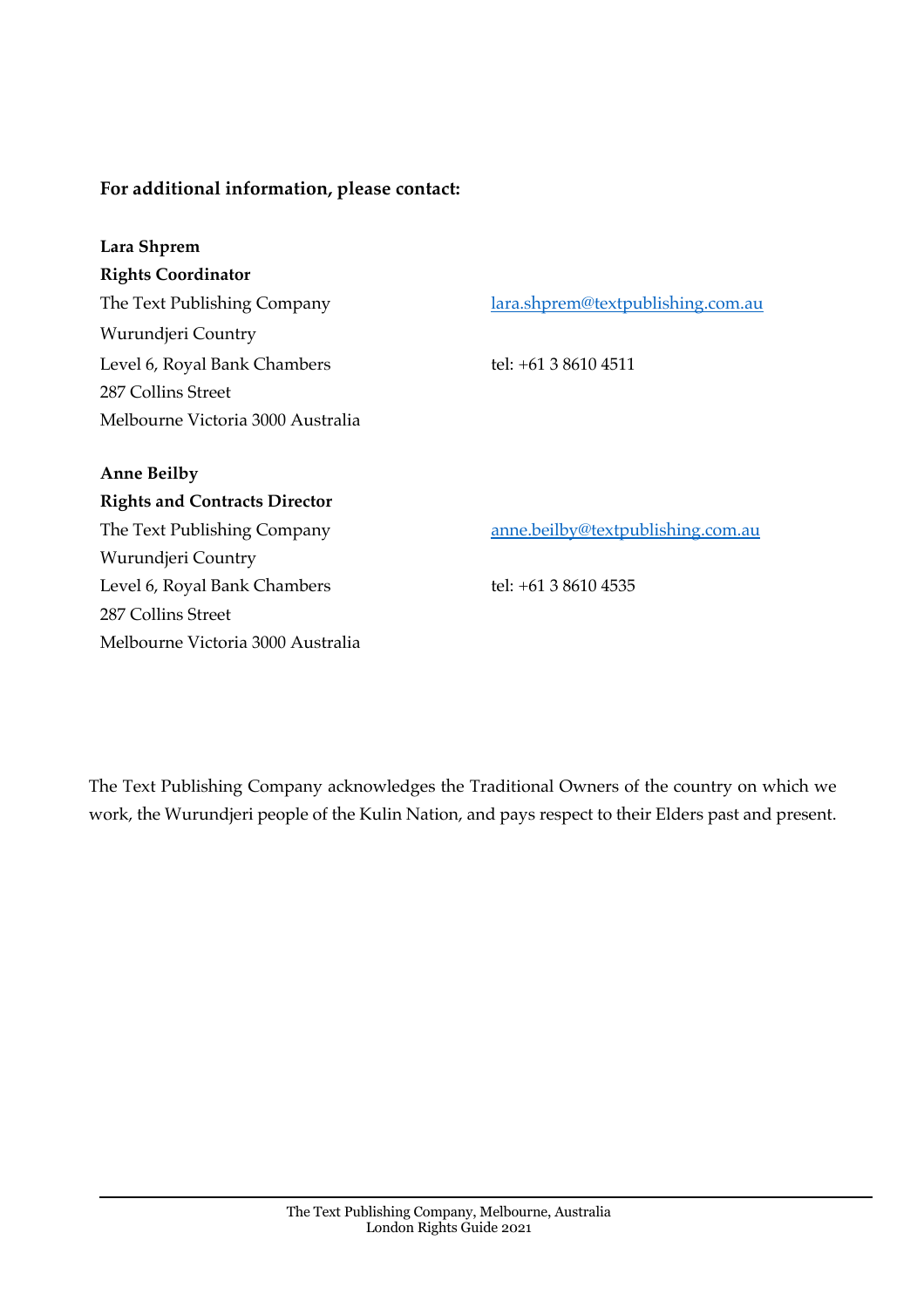**For additional information, please contact:**

**Lara Shprem**
**Rights Coordinator**
The Text Publishing Company
Wurundjeri Country
Level 6, Royal Bank Chambers
287 Collins Street
Melbourne Victoria 3000 Australia

lara.shprem@textpublishing.com.au

tel: +61 3 8610 4511

**Anne Beilby**
**Rights and Contracts Director**
The Text Publishing Company
Wurundjeri Country
Level 6, Royal Bank Chambers
287 Collins Street
Melbourne Victoria 3000 Australia

anne.beilby@textpublishing.com.au

tel: +61 3 8610 4535

The Text Publishing Company acknowledges the Traditional Owners of the country on which we work, the Wurundjeri people of the Kulin Nation, and pays respect to their Elders past and present.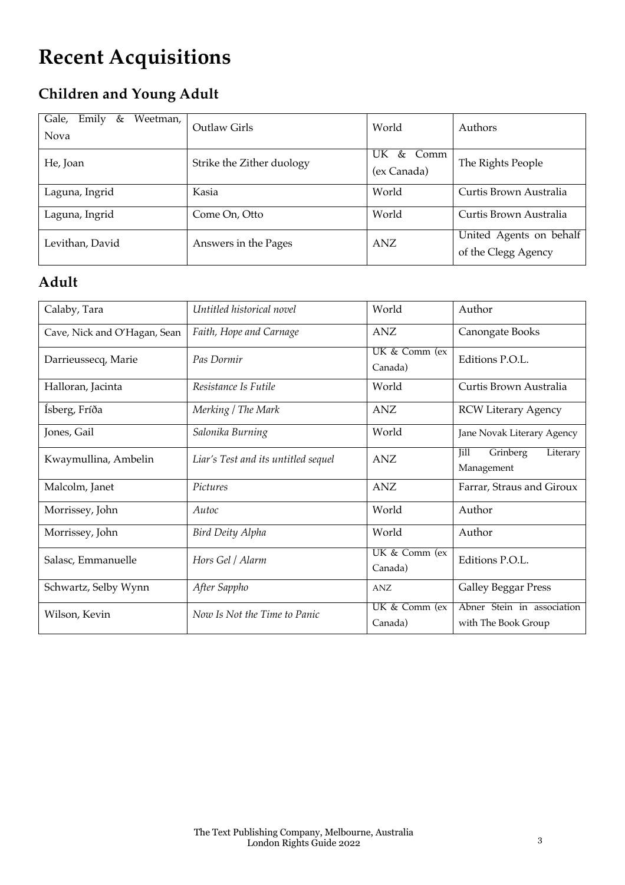# Recent Acquisitions

## Children and Young Adult

| | | | |
|---|---|---|---|
| Gale, Emily & Weetman, Nova | Outlaw Girls | World | Authors |
| He, Joan | Strike the Zither duology | UK & Comm (ex Canada) | The Rights People |
| Laguna, Ingrid | Kasia | World | Curtis Brown Australia |
| Laguna, Ingrid | Come On, Otto | World | Curtis Brown Australia |
| Levithan, David | Answers in the Pages | ANZ | United Agents on behalf of the Clegg Agency |

## Adult

| | | | |
|---|---|---|---|
| Calaby, Tara | *Untitled historical novel* | World | Author |
| Cave, Nick and O'Hagan, Sean | *Faith, Hope and Carnage* | ANZ | Canongate Books |
| Darrieussecq, Marie | *Pas Dormir* | UK & Comm (ex Canada) | Editions P.O.L. |
| Halloran, Jacinta | *Resistance Is Futile* | World | Curtis Brown Australia |
| Ísberg, Fríða | *Merking / The Mark* | ANZ | RCW Literary Agency |
| Jones, Gail | *Salonika Burning* | World | Jane Novak Literary Agency |
| Kwaymullina, Ambelin | *Liar's Test and its untitled sequel* | ANZ | Jill Grinberg Literary Management |
| Malcolm, Janet | *Pictures* | ANZ | Farrar, Straus and Giroux |
| Morrissey, John | *Autoc* | World | Author |
| Morrissey, John | *Bird Deity Alpha* | World | Author |
| Salasc, Emmanuelle | *Hors Gel / Alarm* | UK & Comm (ex Canada) | Editions P.O.L. |
| Schwartz, Selby Wynn | *After Sappho* | ANZ | Galley Beggar Press |
| Wilson, Kevin | *Now Is Not the Time to Panic* | UK & Comm (ex Canada) | Abner Stein in association with The Book Group |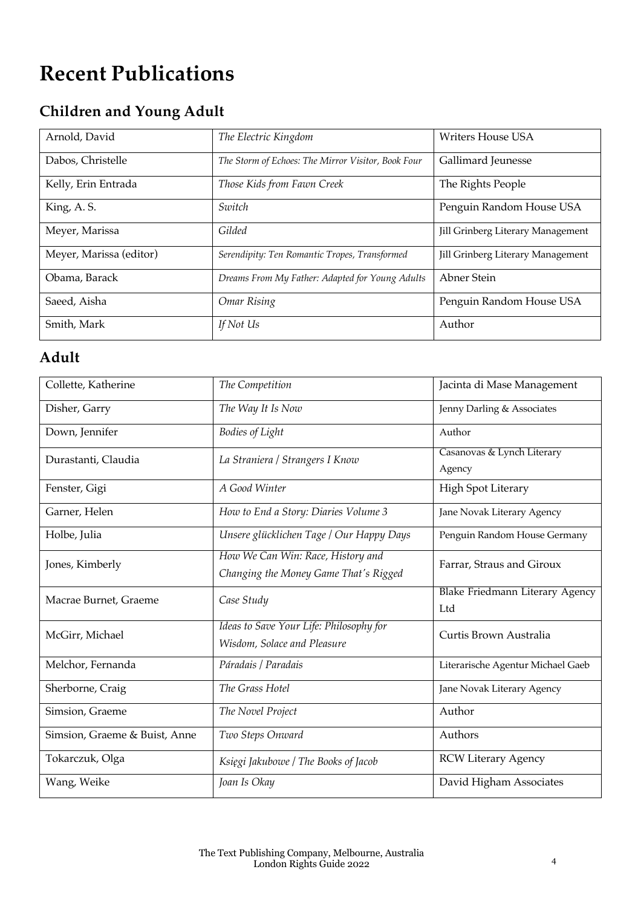# Recent Publications

## Children and Young Adult

| | | |
|---|---|---|
| Arnold, David | *The Electric Kingdom* | Writers House USA |
| Dabos, Christelle | *The Storm of Echoes: The Mirror Visitor, Book Four* | Gallimard Jeunesse |
| Kelly, Erin Entrada | *Those Kids from Fawn Creek* | The Rights People |
| King, A. S. | *Switch* | Penguin Random House USA |
| Meyer, Marissa | *Gilded* | Jill Grinberg Literary Management |
| Meyer, Marissa (editor) | *Serendipity: Ten Romantic Tropes, Transformed* | Jill Grinberg Literary Management |
| Obama, Barack | *Dreams From My Father: Adapted for Young Adults* | Abner Stein |
| Saeed, Aisha | *Omar Rising* | Penguin Random House USA |
| Smith, Mark | *If Not Us* | Author |

## Adult

| | | |
|---|---|---|
| Collette, Katherine | *The Competition* | Jacinta di Mase Management |
| Disher, Garry | *The Way It Is Now* | Jenny Darling & Associates |
| Down, Jennifer | *Bodies of Light* | Author |
| Durastanti, Claudia | *La Straniera / Strangers I Know* | Casanovas & Lynch Literary Agency |
| Fenster, Gigi | *A Good Winter* | High Spot Literary |
| Garner, Helen | *How to End a Story: Diaries Volume 3* | Jane Novak Literary Agency |
| Holbe, Julia | *Unsere glücklichen Tage / Our Happy Days* | Penguin Random House Germany |
| Jones, Kimberly | *How We Can Win: Race, History and Changing the Money Game That's Rigged* | Farrar, Straus and Giroux |
| Macrae Burnet, Graeme | *Case Study* | Blake Friedmann Literary Agency Ltd |
| McGirr, Michael | *Ideas to Save Your Life: Philosophy for Wisdom, Solace and Pleasure* | Curtis Brown Australia |
| Melchor, Fernanda | *Páradais / Paradais* | Literarische Agentur Michael Gaeb |
| Sherborne, Craig | *The Grass Hotel* | Jane Novak Literary Agency |
| Simsion, Graeme | *The Novel Project* | Author |
| Simsion, Graeme & Buist, Anne | *Two Steps Onward* | Authors |
| Tokarczuk, Olga | *Księgi Jakubowe / The Books of Jacob* | RCW Literary Agency |
| Wang, Weike | *Joan Is Okay* | David Higham Associates |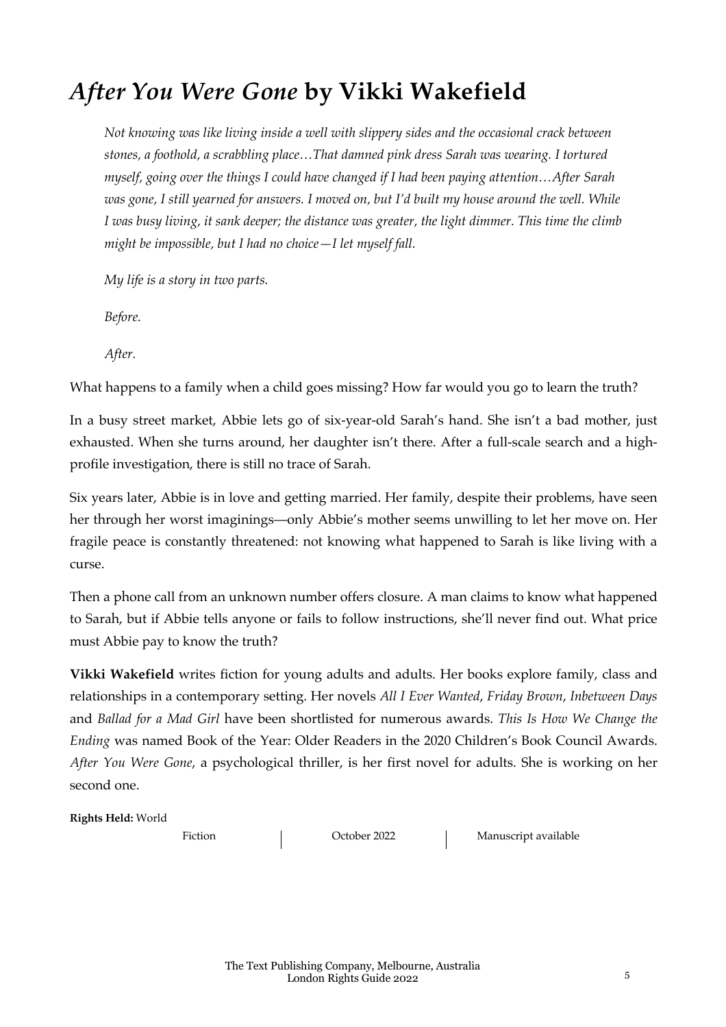# *After You Were Gone* by Vikki Wakefield

> *Not knowing was like living inside a well with slippery sides and the occasional crack between stones, a foothold, a scrabbling place…That damned pink dress Sarah was wearing. I tortured myself, going over the things I could have changed if I had been paying attention…After Sarah was gone, I still yearned for answers. I moved on, but I'd built my house around the well. While I was busy living, it sank deeper; the distance was greater, the light dimmer. This time the climb might be impossible, but I had no choice—I let myself fall.*
>
> *My life is a story in two parts.*
>
> *Before.*
>
> *After.*

What happens to a family when a child goes missing? How far would you go to learn the truth?

In a busy street market, Abbie lets go of six-year-old Sarah's hand. She isn't a bad mother, just exhausted. When she turns around, her daughter isn't there. After a full-scale search and a high-profile investigation, there is still no trace of Sarah.

Six years later, Abbie is in love and getting married. Her family, despite their problems, have seen her through her worst imaginings—only Abbie's mother seems unwilling to let her move on. Her fragile peace is constantly threatened: not knowing what happened to Sarah is like living with a curse.

Then a phone call from an unknown number offers closure. A man claims to know what happened to Sarah, but if Abbie tells anyone or fails to follow instructions, she'll never find out. What price must Abbie pay to know the truth?

**Vikki Wakefield** writes fiction for young adults and adults. Her books explore family, class and relationships in a contemporary setting. Her novels *All I Ever Wanted*, *Friday Brown*, *Inbetween Days* and *Ballad for a Mad Girl* have been shortlisted for numerous awards. *This Is How We Change the Ending* was named Book of the Year: Older Readers in the 2020 Children's Book Council Awards. *After You Were Gone*, a psychological thriller, is her first novel for adults. She is working on her second one.

**Rights Held:** World

Fiction | October 2022 | Manuscript available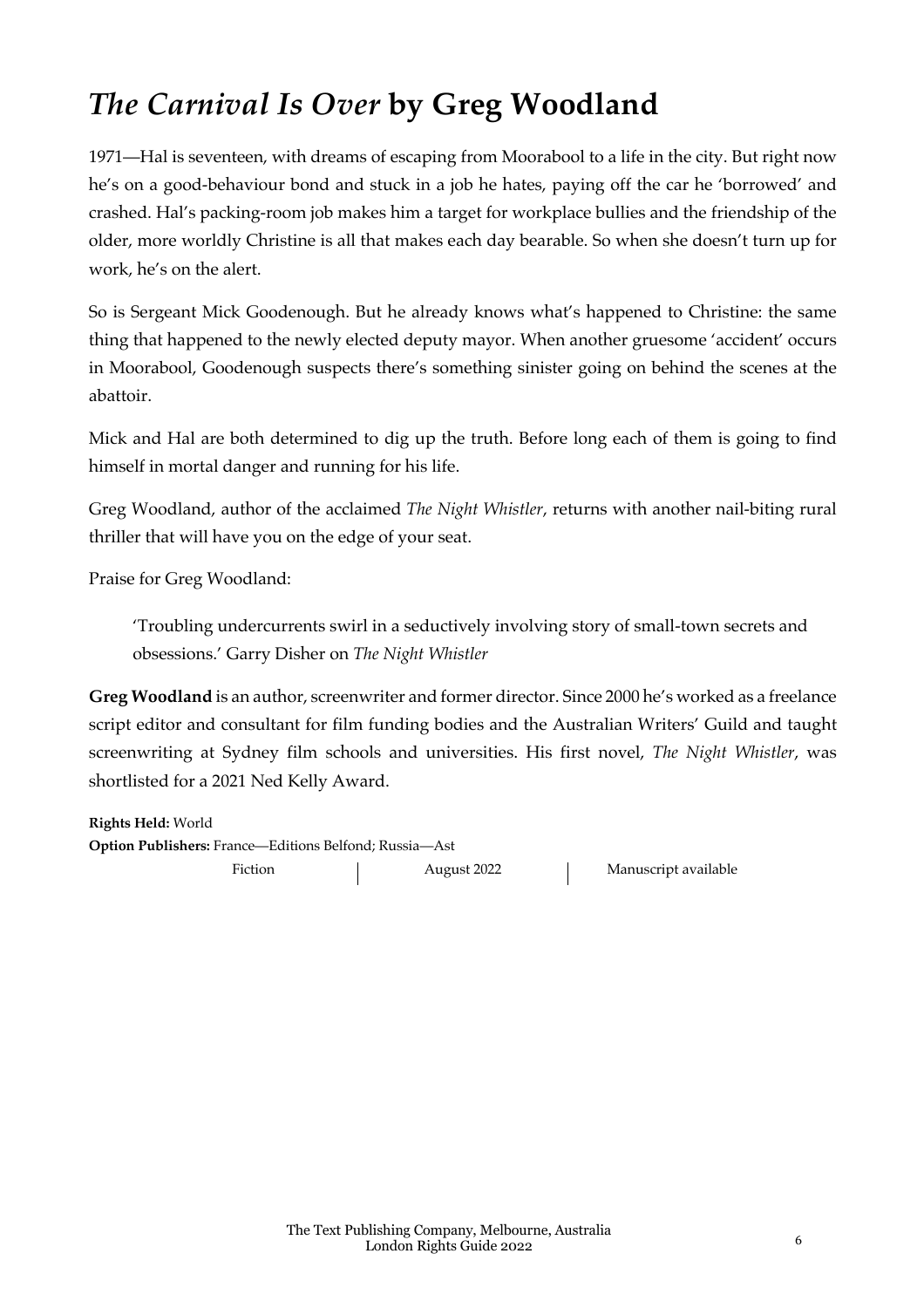# *The Carnival Is Over* by Greg Woodland

1971—Hal is seventeen, with dreams of escaping from Moorabool to a life in the city. But right now he's on a good-behaviour bond and stuck in a job he hates, paying off the car he 'borrowed' and crashed. Hal's packing-room job makes him a target for workplace bullies and the friendship of the older, more worldly Christine is all that makes each day bearable. So when she doesn't turn up for work, he's on the alert.

So is Sergeant Mick Goodenough. But he already knows what's happened to Christine: the same thing that happened to the newly elected deputy mayor. When another gruesome 'accident' occurs in Moorabool, Goodenough suspects there's something sinister going on behind the scenes at the abattoir.

Mick and Hal are both determined to dig up the truth. Before long each of them is going to find himself in mortal danger and running for his life.

Greg Woodland, author of the acclaimed *The Night Whistler*, returns with another nail-biting rural thriller that will have you on the edge of your seat.

Praise for Greg Woodland:

> 'Troubling undercurrents swirl in a seductively involving story of small-town secrets and obsessions.' Garry Disher on *The Night Whistler*

**Greg Woodland** is an author, screenwriter and former director. Since 2000 he's worked as a freelance script editor and consultant for film funding bodies and the Australian Writers' Guild and taught screenwriting at Sydney film schools and universities. His first novel, *The Night Whistler*, was shortlisted for a 2021 Ned Kelly Award.

**Rights Held:** World
**Option Publishers:** France—Editions Belfond; Russia—Ast

Fiction | August 2022 | Manuscript available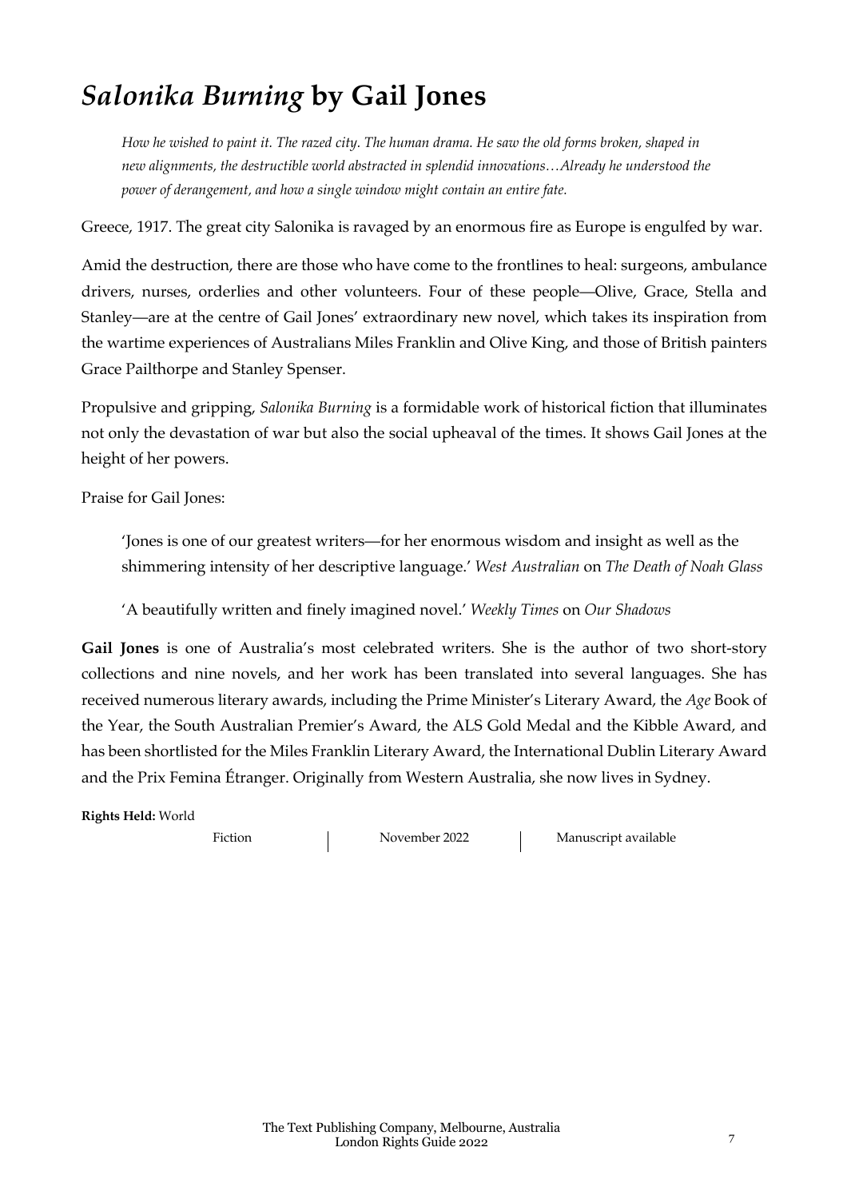# *Salonika Burning* by Gail Jones

> *How he wished to paint it. The razed city. The human drama. He saw the old forms broken, shaped in new alignments, the destructible world abstracted in splendid innovations…Already he understood the power of derangement, and how a single window might contain an entire fate.*

Greece, 1917. The great city Salonika is ravaged by an enormous fire as Europe is engulfed by war.

Amid the destruction, there are those who have come to the frontlines to heal: surgeons, ambulance drivers, nurses, orderlies and other volunteers. Four of these people—Olive, Grace, Stella and Stanley—are at the centre of Gail Jones' extraordinary new novel, which takes its inspiration from the wartime experiences of Australians Miles Franklin and Olive King, and those of British painters Grace Pailthorpe and Stanley Spenser.

Propulsive and gripping, *Salonika Burning* is a formidable work of historical fiction that illuminates not only the devastation of war but also the social upheaval of the times. It shows Gail Jones at the height of her powers.

Praise for Gail Jones:

> 'Jones is one of our greatest writers—for her enormous wisdom and insight as well as the shimmering intensity of her descriptive language.' *West Australian* on *The Death of Noah Glass*

> 'A beautifully written and finely imagined novel.' *Weekly Times* on *Our Shadows*

**Gail Jones** is one of Australia's most celebrated writers. She is the author of two short-story collections and nine novels, and her work has been translated into several languages. She has received numerous literary awards, including the Prime Minister's Literary Award, the *Age* Book of the Year, the South Australian Premier's Award, the ALS Gold Medal and the Kibble Award, and has been shortlisted for the Miles Franklin Literary Award, the International Dublin Literary Award and the Prix Femina Étranger. Originally from Western Australia, she now lives in Sydney.

**Rights Held:** World

Fiction | November 2022 | Manuscript available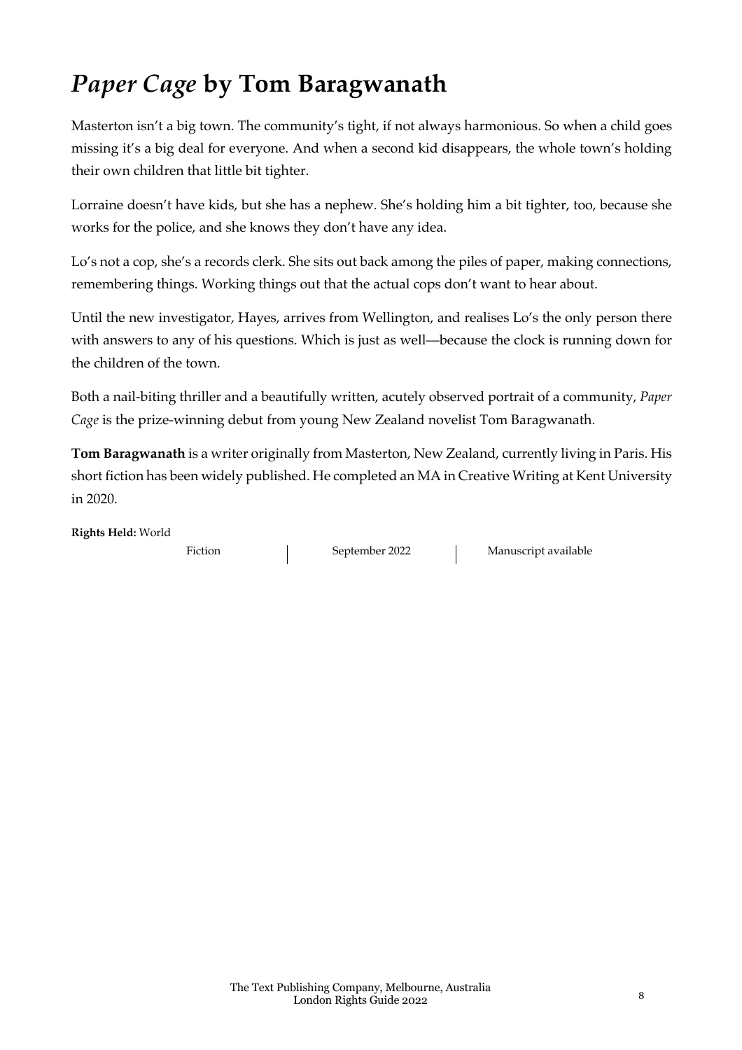# *Paper Cage* by Tom Baragwanath

Masterton isn't a big town. The community's tight, if not always harmonious. So when a child goes missing it's a big deal for everyone. And when a second kid disappears, the whole town's holding their own children that little bit tighter.

Lorraine doesn't have kids, but she has a nephew. She's holding him a bit tighter, too, because she works for the police, and she knows they don't have any idea.

Lo's not a cop, she's a records clerk. She sits out back among the piles of paper, making connections, remembering things. Working things out that the actual cops don't want to hear about.

Until the new investigator, Hayes, arrives from Wellington, and realises Lo's the only person there with answers to any of his questions. Which is just as well—because the clock is running down for the children of the town.

Both a nail-biting thriller and a beautifully written, acutely observed portrait of a community, *Paper Cage* is the prize-winning debut from young New Zealand novelist Tom Baragwanath.

**Tom Baragwanath** is a writer originally from Masterton, New Zealand, currently living in Paris. His short fiction has been widely published. He completed an MA in Creative Writing at Kent University in 2020.

**Rights Held:** World

Fiction | September 2022 | Manuscript available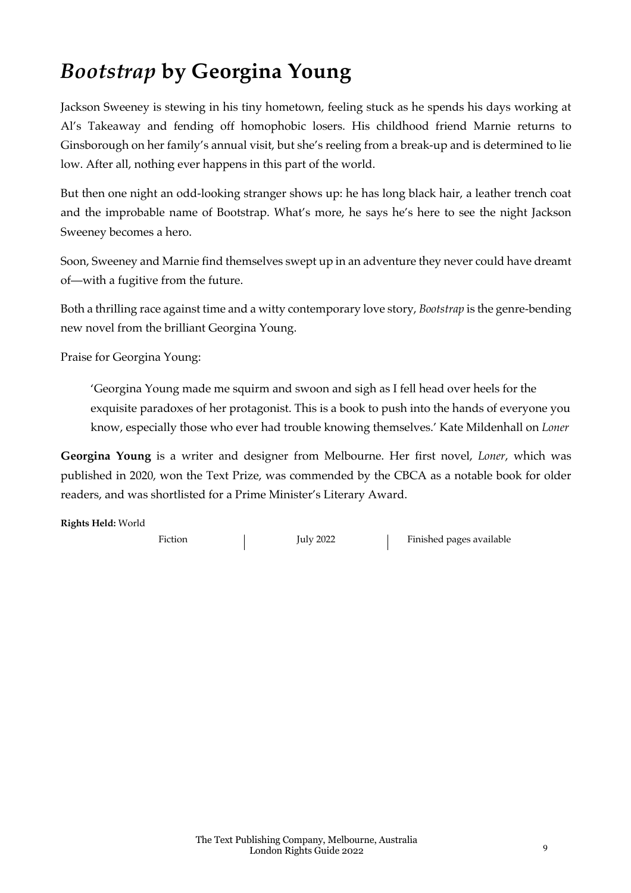# *Bootstrap* by Georgina Young

Jackson Sweeney is stewing in his tiny hometown, feeling stuck as he spends his days working at Al's Takeaway and fending off homophobic losers. His childhood friend Marnie returns to Ginsborough on her family's annual visit, but she's reeling from a break-up and is determined to lie low. After all, nothing ever happens in this part of the world.

But then one night an odd-looking stranger shows up: he has long black hair, a leather trench coat and the improbable name of Bootstrap. What's more, he says he's here to see the night Jackson Sweeney becomes a hero.

Soon, Sweeney and Marnie find themselves swept up in an adventure they never could have dreamt of—with a fugitive from the future.

Both a thrilling race against time and a witty contemporary love story, *Bootstrap* is the genre-bending new novel from the brilliant Georgina Young.

Praise for Georgina Young:

> 'Georgina Young made me squirm and swoon and sigh as I fell head over heels for the exquisite paradoxes of her protagonist. This is a book to push into the hands of everyone you know, especially those who ever had trouble knowing themselves.' Kate Mildenhall on *Loner*

**Georgina Young** is a writer and designer from Melbourne. Her first novel, *Loner*, which was published in 2020, won the Text Prize, was commended by the CBCA as a notable book for older readers, and was shortlisted for a Prime Minister's Literary Award.

**Rights Held:** World

Fiction | July 2022 | Finished pages available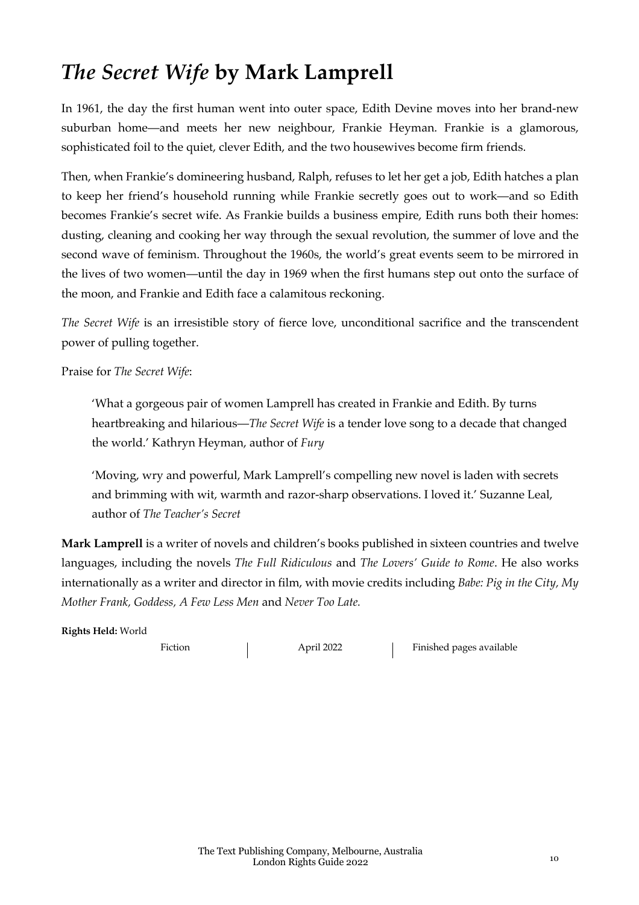# *The Secret Wife* by Mark Lamprell

In 1961, the day the first human went into outer space, Edith Devine moves into her brand-new suburban home—and meets her new neighbour, Frankie Heyman. Frankie is a glamorous, sophisticated foil to the quiet, clever Edith, and the two housewives become firm friends.

Then, when Frankie's domineering husband, Ralph, refuses to let her get a job, Edith hatches a plan to keep her friend's household running while Frankie secretly goes out to work—and so Edith becomes Frankie's secret wife. As Frankie builds a business empire, Edith runs both their homes: dusting, cleaning and cooking her way through the sexual revolution, the summer of love and the second wave of feminism. Throughout the 1960s, the world's great events seem to be mirrored in the lives of two women—until the day in 1969 when the first humans step out onto the surface of the moon, and Frankie and Edith face a calamitous reckoning.

*The Secret Wife* is an irresistible story of fierce love, unconditional sacrifice and the transcendent power of pulling together.

Praise for *The Secret Wife*:

> 'What a gorgeous pair of women Lamprell has created in Frankie and Edith. By turns heartbreaking and hilarious—*The Secret Wife* is a tender love song to a decade that changed the world.' Kathryn Heyman, author of *Fury*

> 'Moving, wry and powerful, Mark Lamprell's compelling new novel is laden with secrets and brimming with wit, warmth and razor-sharp observations. I loved it.' Suzanne Leal, author of *The Teacher's Secret*

**Mark Lamprell** is a writer of novels and children's books published in sixteen countries and twelve languages, including the novels *The Full Ridiculous* and *The Lovers' Guide to Rome*. He also works internationally as a writer and director in film, with movie credits including *Babe: Pig in the City, My Mother Frank, Goddess, A Few Less Men* and *Never Too Late*.

**Rights Held:** World

Fiction | April 2022 | Finished pages available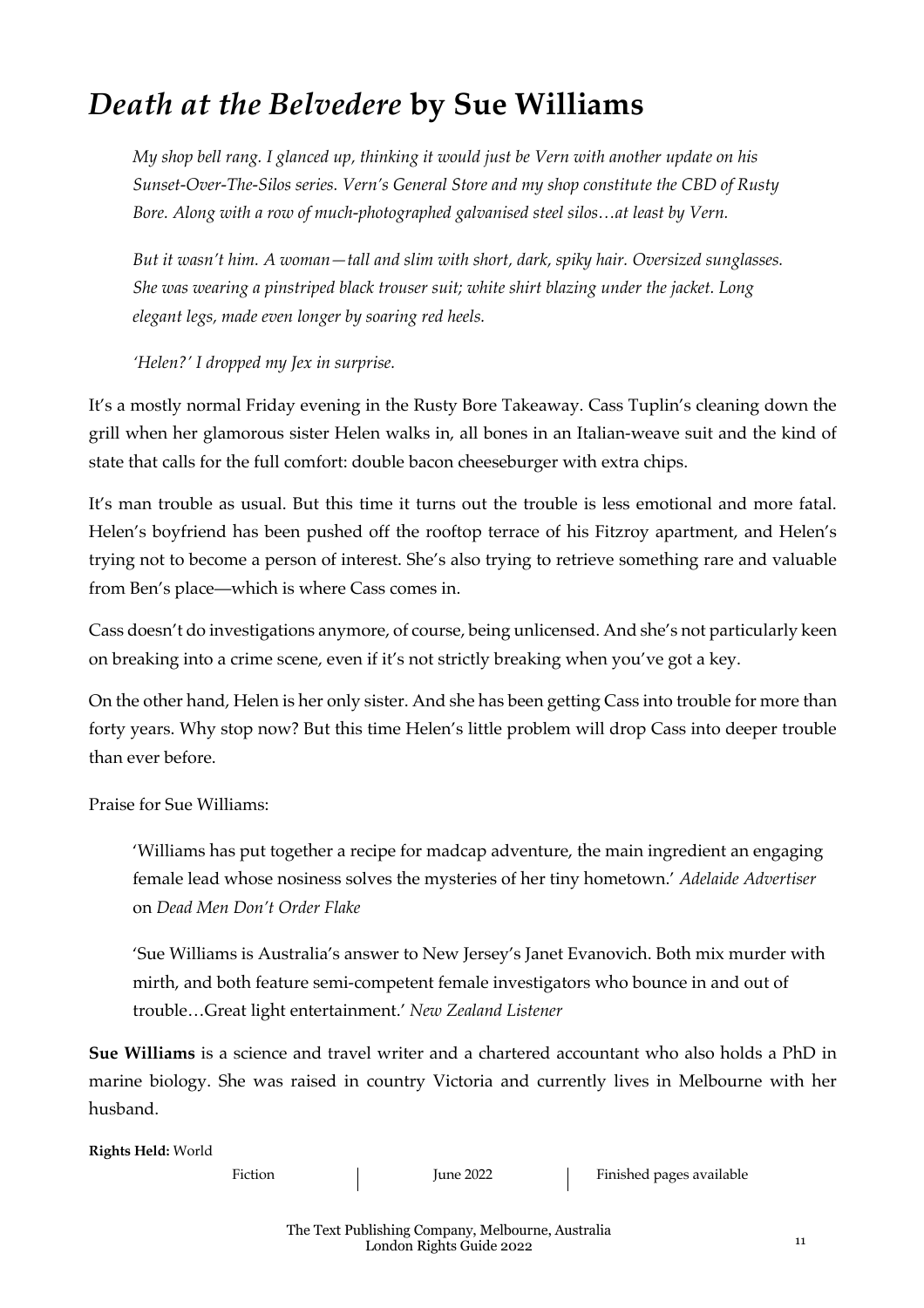# *Death at the Belvedere* by Sue Williams

> *My shop bell rang. I glanced up, thinking it would just be Vern with another update on his Sunset-Over-The-Silos series. Vern's General Store and my shop constitute the CBD of Rusty Bore. Along with a row of much-photographed galvanised steel silos…at least by Vern.*
>
> *But it wasn't him. A woman—tall and slim with short, dark, spiky hair. Oversized sunglasses. She was wearing a pinstriped black trouser suit; white shirt blazing under the jacket. Long elegant legs, made even longer by soaring red heels.*
>
> *'Helen?' I dropped my Jex in surprise.*

It's a mostly normal Friday evening in the Rusty Bore Takeaway. Cass Tuplin's cleaning down the grill when her glamorous sister Helen walks in, all bones in an Italian-weave suit and the kind of state that calls for the full comfort: double bacon cheeseburger with extra chips.

It's man trouble as usual. But this time it turns out the trouble is less emotional and more fatal. Helen's boyfriend has been pushed off the rooftop terrace of his Fitzroy apartment, and Helen's trying not to become a person of interest. She's also trying to retrieve something rare and valuable from Ben's place—which is where Cass comes in.

Cass doesn't do investigations anymore, of course, being unlicensed. And she's not particularly keen on breaking into a crime scene, even if it's not strictly breaking when you've got a key.

On the other hand, Helen is her only sister. And she has been getting Cass into trouble for more than forty years. Why stop now? But this time Helen's little problem will drop Cass into deeper trouble than ever before.

Praise for Sue Williams:

> 'Williams has put together a recipe for madcap adventure, the main ingredient an engaging female lead whose nosiness solves the mysteries of her tiny hometown.' *Adelaide Advertiser* on *Dead Men Don't Order Flake*
>
> 'Sue Williams is Australia's answer to New Jersey's Janet Evanovich. Both mix murder with mirth, and both feature semi-competent female investigators who bounce in and out of trouble…Great light entertainment.' *New Zealand Listener*

**Sue Williams** is a science and travel writer and a chartered accountant who also holds a PhD in marine biology. She was raised in country Victoria and currently lives in Melbourne with her husband.

**Rights Held:** World

Fiction | June 2022 | Finished pages available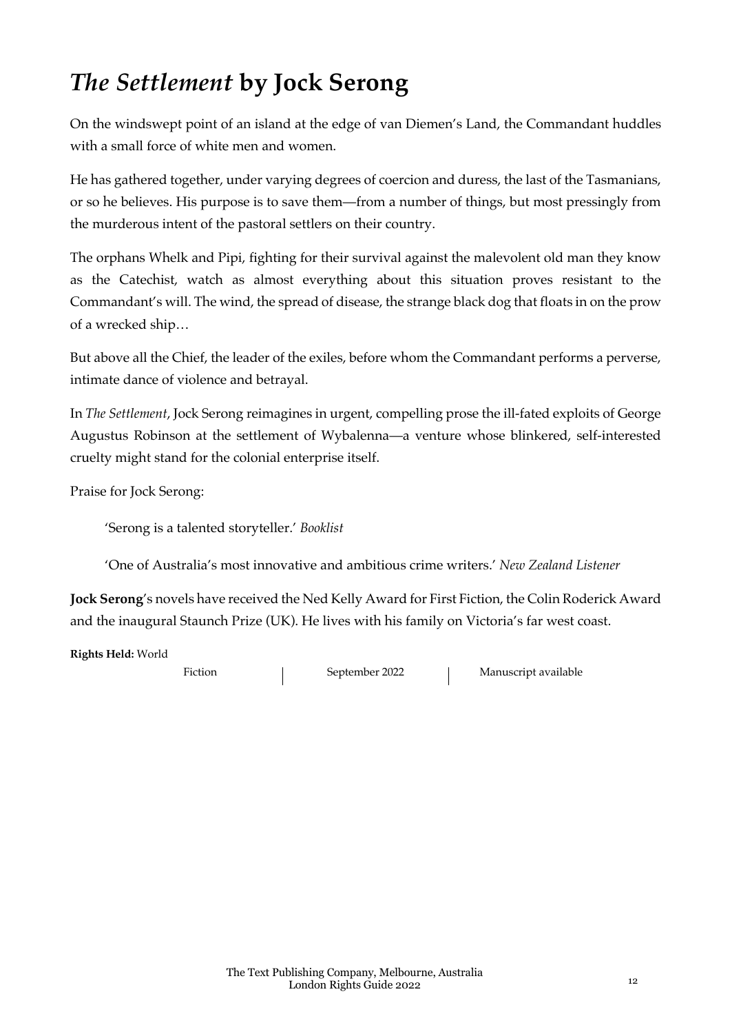# *The Settlement* by Jock Serong

On the windswept point of an island at the edge of van Diemen's Land, the Commandant huddles with a small force of white men and women.

He has gathered together, under varying degrees of coercion and duress, the last of the Tasmanians, or so he believes. His purpose is to save them—from a number of things, but most pressingly from the murderous intent of the pastoral settlers on their country.

The orphans Whelk and Pipi, fighting for their survival against the malevolent old man they know as the Catechist, watch as almost everything about this situation proves resistant to the Commandant's will. The wind, the spread of disease, the strange black dog that floats in on the prow of a wrecked ship…

But above all the Chief, the leader of the exiles, before whom the Commandant performs a perverse, intimate dance of violence and betrayal.

In *The Settlement*, Jock Serong reimagines in urgent, compelling prose the ill-fated exploits of George Augustus Robinson at the settlement of Wybalenna—a venture whose blinkered, self-interested cruelty might stand for the colonial enterprise itself.

Praise for Jock Serong:

> 'Serong is a talented storyteller.' *Booklist*
>
> 'One of Australia's most innovative and ambitious crime writers.' *New Zealand Listener*

**Jock Serong**'s novels have received the Ned Kelly Award for First Fiction, the Colin Roderick Award and the inaugural Staunch Prize (UK). He lives with his family on Victoria's far west coast.

**Rights Held:** World

Fiction | September 2022 | Manuscript available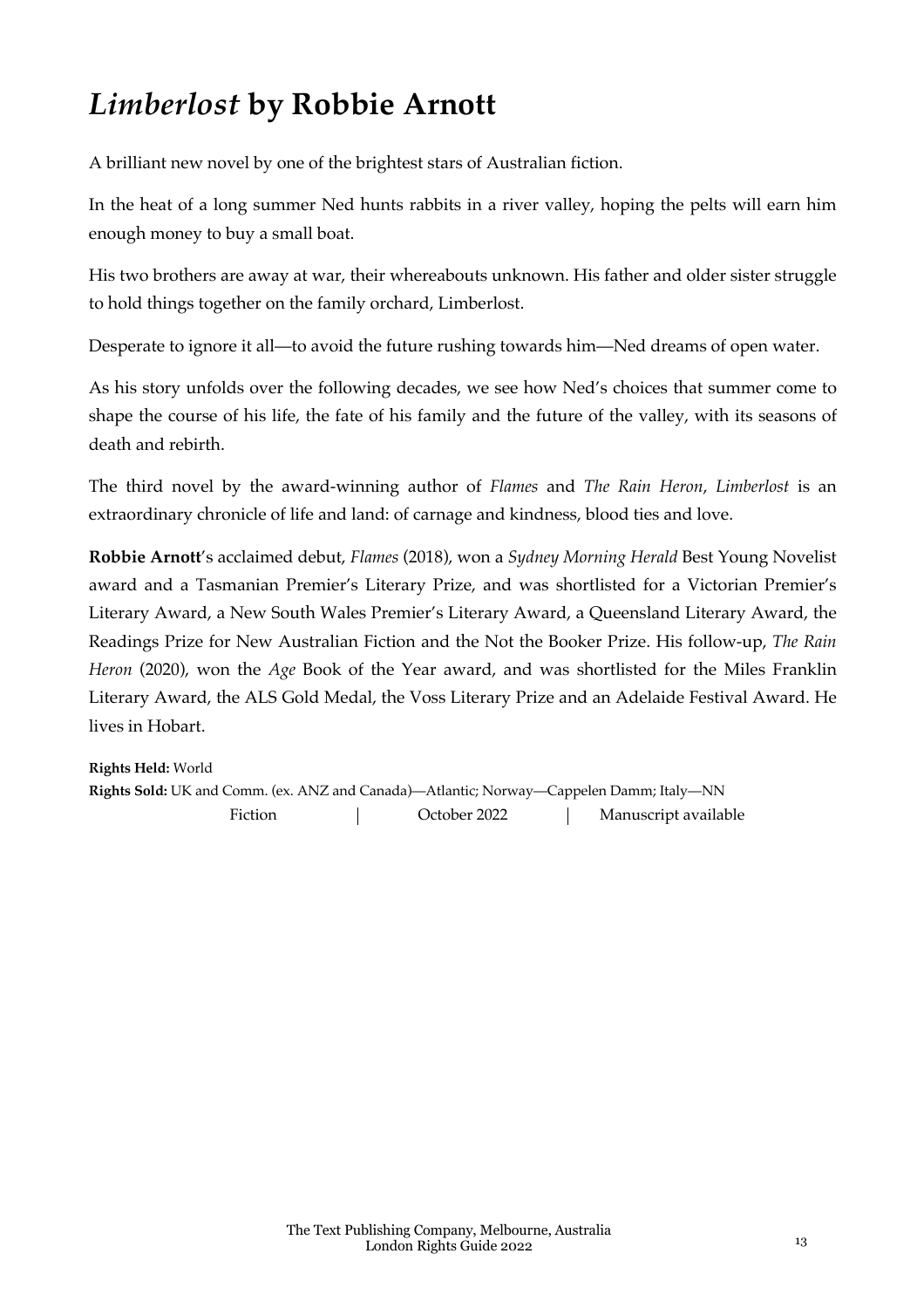# *Limberlost* by Robbie Arnott

A brilliant new novel by one of the brightest stars of Australian fiction.

In the heat of a long summer Ned hunts rabbits in a river valley, hoping the pelts will earn him enough money to buy a small boat.

His two brothers are away at war, their whereabouts unknown. His father and older sister struggle to hold things together on the family orchard, Limberlost.

Desperate to ignore it all—to avoid the future rushing towards him—Ned dreams of open water.

As his story unfolds over the following decades, we see how Ned's choices that summer come to shape the course of his life, the fate of his family and the future of the valley, with its seasons of death and rebirth.

The third novel by the award-winning author of *Flames* and *The Rain Heron*, *Limberlost* is an extraordinary chronicle of life and land: of carnage and kindness, blood ties and love.

**Robbie Arnott**'s acclaimed debut, *Flames* (2018), won a *Sydney Morning Herald* Best Young Novelist award and a Tasmanian Premier's Literary Prize, and was shortlisted for a Victorian Premier's Literary Award, a New South Wales Premier's Literary Award, a Queensland Literary Award, the Readings Prize for New Australian Fiction and the Not the Booker Prize. His follow-up, *The Rain Heron* (2020), won the *Age* Book of the Year award, and was shortlisted for the Miles Franklin Literary Award, the ALS Gold Medal, the Voss Literary Prize and an Adelaide Festival Award. He lives in Hobart.

**Rights Held:** World

**Rights Sold:** UK and Comm. (ex. ANZ and Canada)—Atlantic; Norway—Cappelen Damm; Italy—NN

Fiction | October 2022 | Manuscript available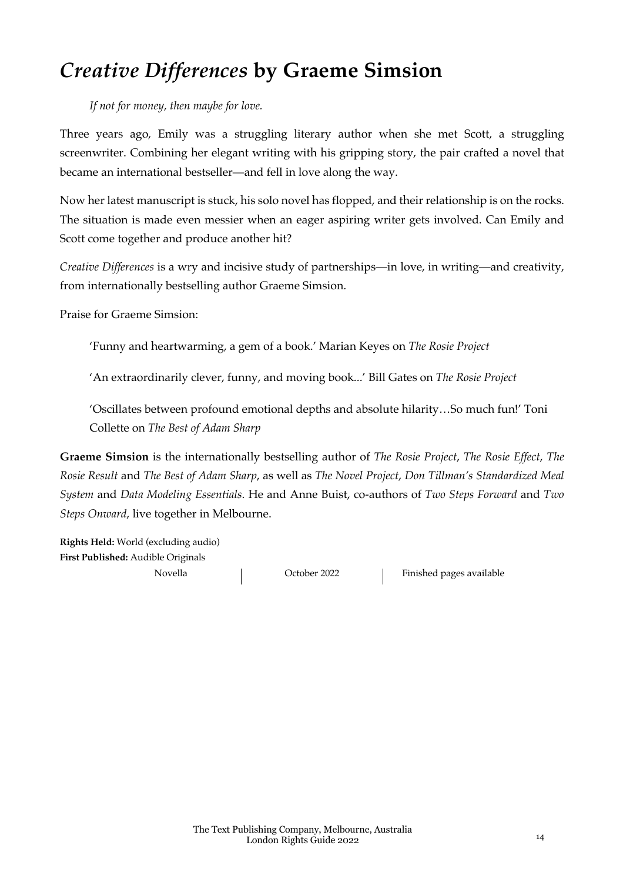# *Creative Differences* by Graeme Simsion

*If not for money, then maybe for love.*

Three years ago, Emily was a struggling literary author when she met Scott, a struggling screenwriter. Combining her elegant writing with his gripping story, the pair crafted a novel that became an international bestseller—and fell in love along the way.

Now her latest manuscript is stuck, his solo novel has flopped, and their relationship is on the rocks. The situation is made even messier when an eager aspiring writer gets involved. Can Emily and Scott come together and produce another hit?

*Creative Differences* is a wry and incisive study of partnerships—in love, in writing—and creativity, from internationally bestselling author Graeme Simsion.

Praise for Graeme Simsion:

> 'Funny and heartwarming, a gem of a book.' Marian Keyes on *The Rosie Project*
>
> 'An extraordinarily clever, funny, and moving book...' Bill Gates on *The Rosie Project*
>
> 'Oscillates between profound emotional depths and absolute hilarity…So much fun!' Toni Collette on *The Best of Adam Sharp*

**Graeme Simsion** is the internationally bestselling author of *The Rosie Project*, *The Rosie Effect*, *The Rosie Result* and *The Best of Adam Sharp*, as well as *The Novel Project*, *Don Tillman's Standardized Meal System* and *Data Modeling Essentials*. He and Anne Buist, co-authors of *Two Steps Forward* and *Two Steps Onward*, live together in Melbourne.

**Rights Held:** World (excluding audio)
**First Published:** Audible Originals

Novella | October 2022 | Finished pages available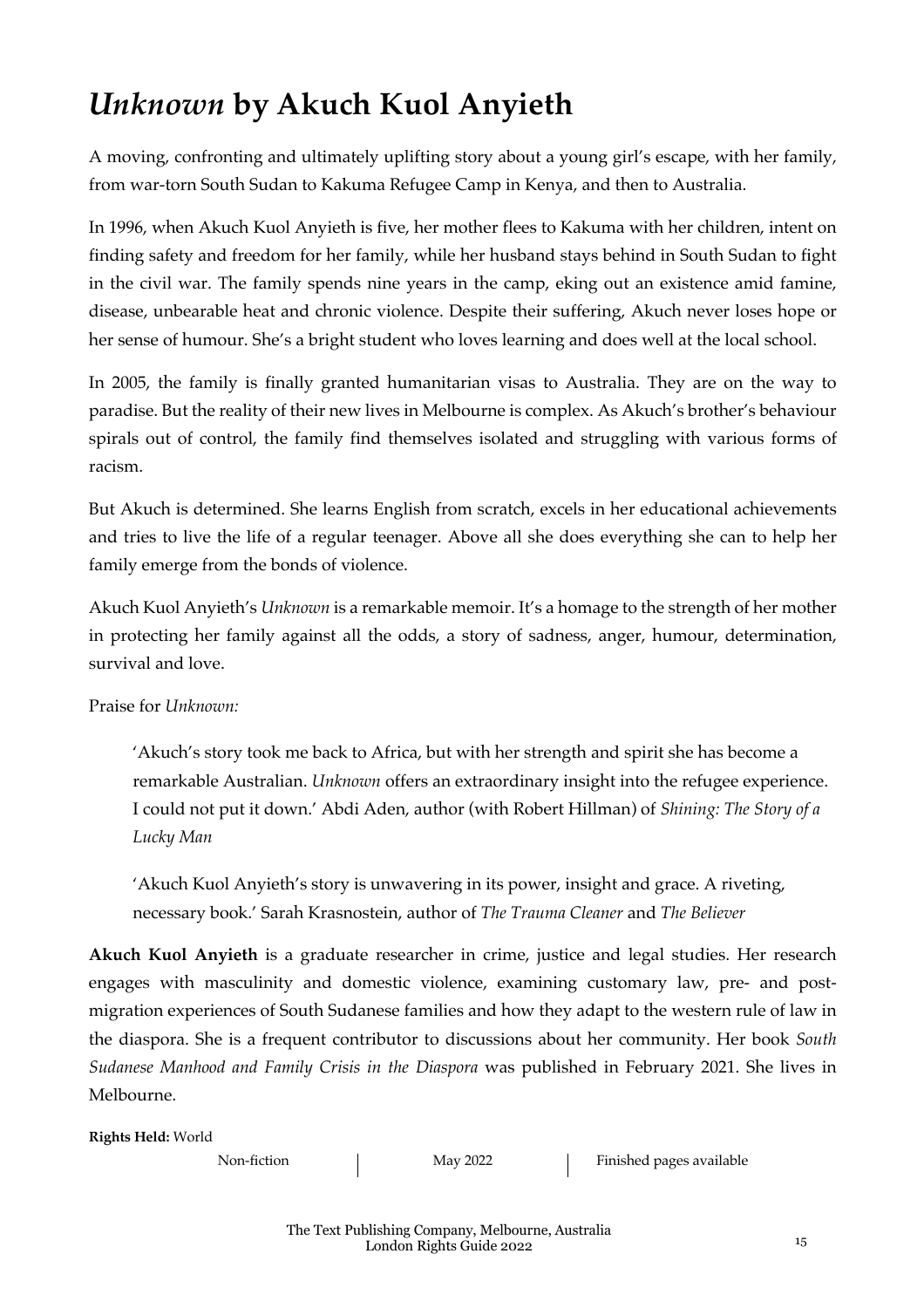# *Unknown* by Akuch Kuol Anyieth

A moving, confronting and ultimately uplifting story about a young girl's escape, with her family, from war-torn South Sudan to Kakuma Refugee Camp in Kenya, and then to Australia.

In 1996, when Akuch Kuol Anyieth is five, her mother flees to Kakuma with her children, intent on finding safety and freedom for her family, while her husband stays behind in South Sudan to fight in the civil war. The family spends nine years in the camp, eking out an existence amid famine, disease, unbearable heat and chronic violence. Despite their suffering, Akuch never loses hope or her sense of humour. She's a bright student who loves learning and does well at the local school.

In 2005, the family is finally granted humanitarian visas to Australia. They are on the way to paradise. But the reality of their new lives in Melbourne is complex. As Akuch's brother's behaviour spirals out of control, the family find themselves isolated and struggling with various forms of racism.

But Akuch is determined. She learns English from scratch, excels in her educational achievements and tries to live the life of a regular teenager. Above all she does everything she can to help her family emerge from the bonds of violence.

Akuch Kuol Anyieth's *Unknown* is a remarkable memoir. It's a homage to the strength of her mother in protecting her family against all the odds, a story of sadness, anger, humour, determination, survival and love.

Praise for *Unknown:*

> 'Akuch's story took me back to Africa, but with her strength and spirit she has become a remarkable Australian. *Unknown* offers an extraordinary insight into the refugee experience. I could not put it down.' Abdi Aden, author (with Robert Hillman) of *Shining: The Story of a Lucky Man*

> 'Akuch Kuol Anyieth's story is unwavering in its power, insight and grace. A riveting, necessary book.' Sarah Krasnostein, author of *The Trauma Cleaner* and *The Believer*

**Akuch Kuol Anyieth** is a graduate researcher in crime, justice and legal studies. Her research engages with masculinity and domestic violence, examining customary law, pre- and post-migration experiences of South Sudanese families and how they adapt to the western rule of law in the diaspora. She is a frequent contributor to discussions about her community. Her book *South Sudanese Manhood and Family Crisis in the Diaspora* was published in February 2021. She lives in Melbourne.

**Rights Held:** World

Non-fiction | May 2022 | Finished pages available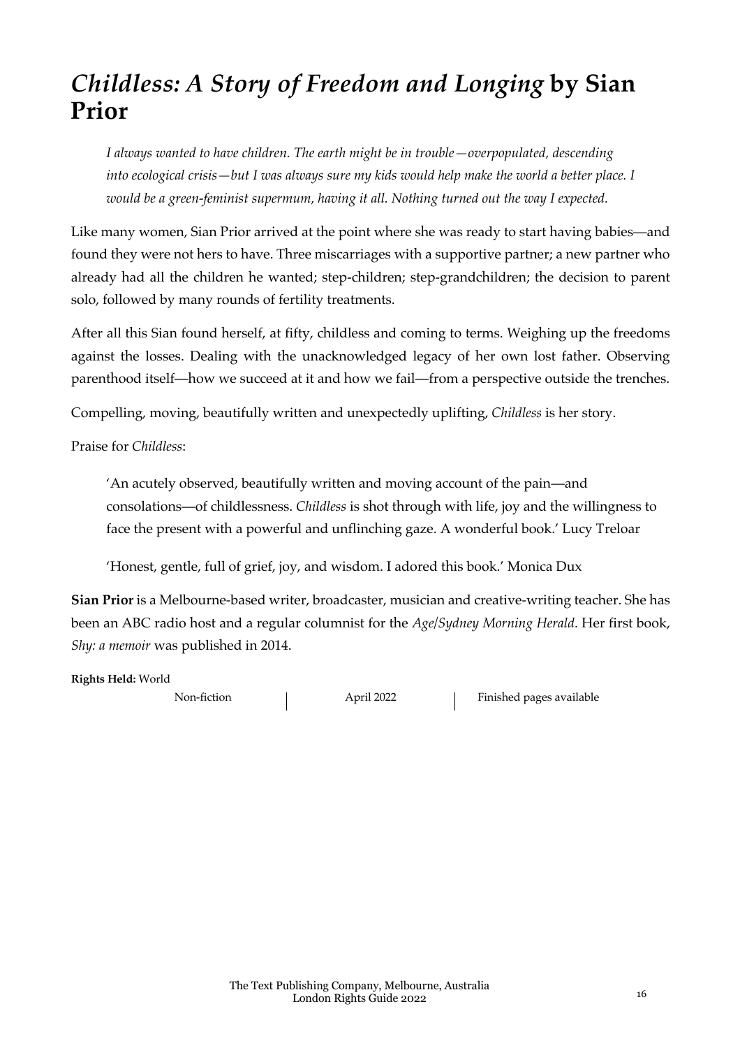# *Childless: A Story of Freedom and Longing* by Sian Prior

> *I always wanted to have children. The earth might be in trouble—overpopulated, descending into ecological crisis—but I was always sure my kids would help make the world a better place. I would be a green-feminist supermum, having it all. Nothing turned out the way I expected.*

Like many women, Sian Prior arrived at the point where she was ready to start having babies—and found they were not hers to have. Three miscarriages with a supportive partner; a new partner who already had all the children he wanted; step-children; step-grandchildren; the decision to parent solo, followed by many rounds of fertility treatments.

After all this Sian found herself, at fifty, childless and coming to terms. Weighing up the freedoms against the losses. Dealing with the unacknowledged legacy of her own lost father. Observing parenthood itself—how we succeed at it and how we fail—from a perspective outside the trenches.

Compelling, moving, beautifully written and unexpectedly uplifting, *Childless* is her story.

Praise for *Childless*:

> 'An acutely observed, beautifully written and moving account of the pain—and consolations—of childlessness. *Childless* is shot through with life, joy and the willingness to face the present with a powerful and unflinching gaze. A wonderful book.' Lucy Treloar

> 'Honest, gentle, full of grief, joy, and wisdom. I adored this book.' Monica Dux

**Sian Prior** is a Melbourne-based writer, broadcaster, musician and creative-writing teacher. She has been an ABC radio host and a regular columnist for the *Age/Sydney Morning Herald*. Her first book, *Shy: a memoir* was published in 2014.

**Rights Held:** World

Non-fiction | April 2022 | Finished pages available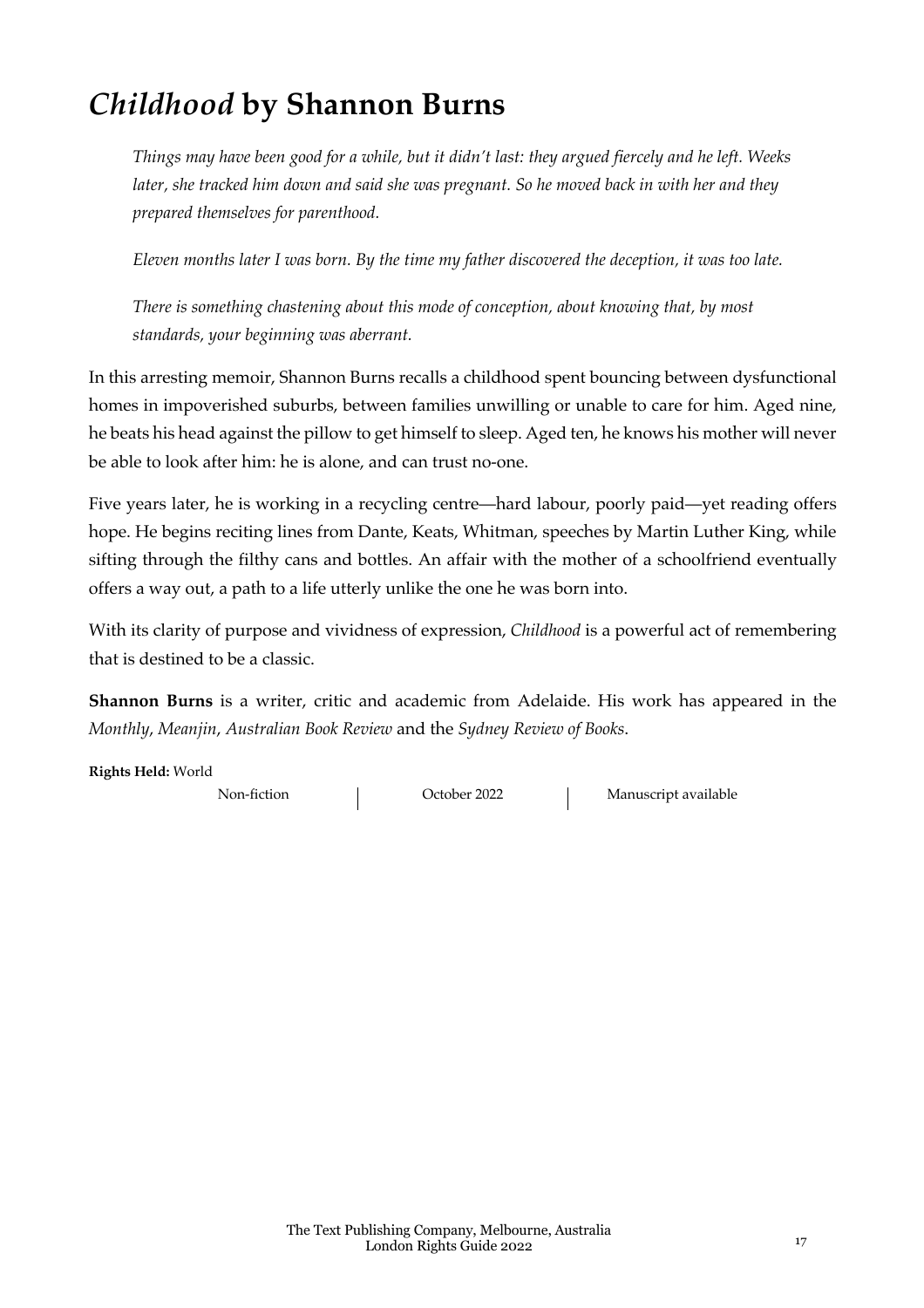# *Childhood* by Shannon Burns

> *Things may have been good for a while, but it didn't last: they argued fiercely and he left. Weeks later, she tracked him down and said she was pregnant. So he moved back in with her and they prepared themselves for parenthood.*
>
> *Eleven months later I was born. By the time my father discovered the deception, it was too late.*
>
> *There is something chastening about this mode of conception, about knowing that, by most standards, your beginning was aberrant.*

In this arresting memoir, Shannon Burns recalls a childhood spent bouncing between dysfunctional homes in impoverished suburbs, between families unwilling or unable to care for him. Aged nine, he beats his head against the pillow to get himself to sleep. Aged ten, he knows his mother will never be able to look after him: he is alone, and can trust no-one.

Five years later, he is working in a recycling centre—hard labour, poorly paid—yet reading offers hope. He begins reciting lines from Dante, Keats, Whitman, speeches by Martin Luther King, while sifting through the filthy cans and bottles. An affair with the mother of a schoolfriend eventually offers a way out, a path to a life utterly unlike the one he was born into.

With its clarity of purpose and vividness of expression, *Childhood* is a powerful act of remembering that is destined to be a classic.

**Shannon Burns** is a writer, critic and academic from Adelaide. His work has appeared in the *Monthly*, *Meanjin*, *Australian Book Review* and the *Sydney Review of Books*.

**Rights Held:** World

Non-fiction | October 2022 | Manuscript available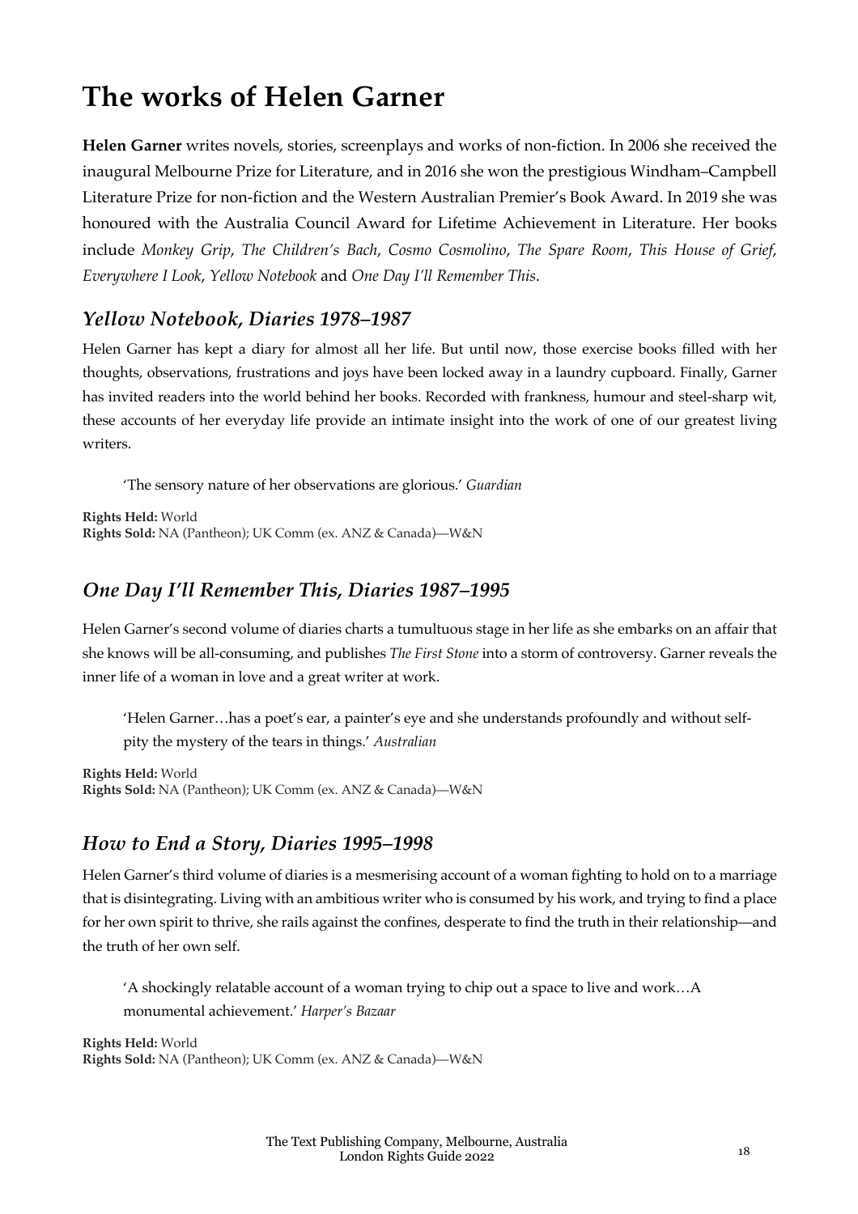# The works of Helen Garner

**Helen Garner** writes novels, stories, screenplays and works of non-fiction. In 2006 she received the inaugural Melbourne Prize for Literature, and in 2016 she won the prestigious Windham–Campbell Literature Prize for non-fiction and the Western Australian Premier's Book Award. In 2019 she was honoured with the Australia Council Award for Lifetime Achievement in Literature. Her books include *Monkey Grip*, *The Children's Bach*, *Cosmo Cosmolino*, *The Spare Room*, *This House of Grief*, *Everywhere I Look*, *Yellow Notebook* and *One Day I'll Remember This*.

## *Yellow Notebook, Diaries 1978–1987*

Helen Garner has kept a diary for almost all her life. But until now, those exercise books filled with her thoughts, observations, frustrations and joys have been locked away in a laundry cupboard. Finally, Garner has invited readers into the world behind her books. Recorded with frankness, humour and steel-sharp wit, these accounts of her everyday life provide an intimate insight into the work of one of our greatest living writers.

> 'The sensory nature of her observations are glorious.' *Guardian*

**Rights Held:** World
**Rights Sold:** NA (Pantheon); UK Comm (ex. ANZ & Canada)—W&N

## *One Day I'll Remember This, Diaries 1987–1995*

Helen Garner's second volume of diaries charts a tumultuous stage in her life as she embarks on an affair that she knows will be all-consuming, and publishes *The First Stone* into a storm of controversy. Garner reveals the inner life of a woman in love and a great writer at work.

> 'Helen Garner…has a poet's ear, a painter's eye and she understands profoundly and without self-pity the mystery of the tears in things.' *Australian*

**Rights Held:** World
**Rights Sold:** NA (Pantheon); UK Comm (ex. ANZ & Canada)—W&N

## *How to End a Story, Diaries 1995–1998*

Helen Garner's third volume of diaries is a mesmerising account of a woman fighting to hold on to a marriage that is disintegrating. Living with an ambitious writer who is consumed by his work, and trying to find a place for her own spirit to thrive, she rails against the confines, desperate to find the truth in their relationship—and the truth of her own self.

> 'A shockingly relatable account of a woman trying to chip out a space to live and work…A monumental achievement.' *Harper's Bazaar*

**Rights Held:** World
**Rights Sold:** NA (Pantheon); UK Comm (ex. ANZ & Canada)—W&N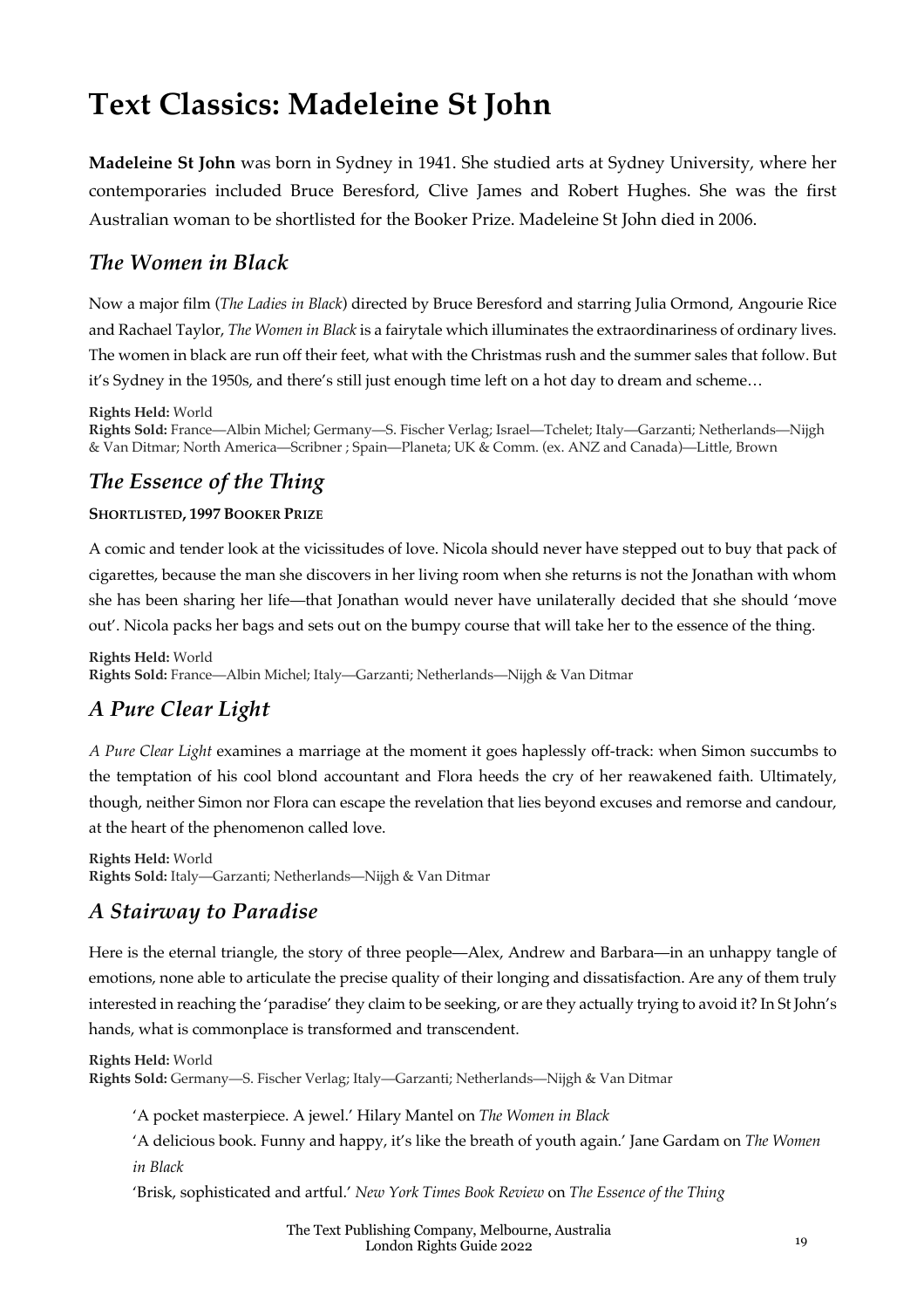# Text Classics: Madeleine St John

**Madeleine St John** was born in Sydney in 1941. She studied arts at Sydney University, where her contemporaries included Bruce Beresford, Clive James and Robert Hughes. She was the first Australian woman to be shortlisted for the Booker Prize. Madeleine St John died in 2006.

## *The Women in Black*

Now a major film (*The Ladies in Black*) directed by Bruce Beresford and starring Julia Ormond, Angourie Rice and Rachael Taylor, *The Women in Black* is a fairytale which illuminates the extraordinariness of ordinary lives. The women in black are run off their feet, what with the Christmas rush and the summer sales that follow. But it's Sydney in the 1950s, and there's still just enough time left on a hot day to dream and scheme…

**Rights Held:** World
**Rights Sold:** France—Albin Michel; Germany—S. Fischer Verlag; Israel—Tchelet; Italy—Garzanti; Netherlands—Nijgh & Van Ditmar; North America—Scribner ; Spain—Planeta; UK & Comm. (ex. ANZ and Canada)—Little, Brown

## *The Essence of the Thing*

**SHORTLISTED, 1997 BOOKER PRIZE**

A comic and tender look at the vicissitudes of love. Nicola should never have stepped out to buy that pack of cigarettes, because the man she discovers in her living room when she returns is not the Jonathan with whom she has been sharing her life—that Jonathan would never have unilaterally decided that she should 'move out'. Nicola packs her bags and sets out on the bumpy course that will take her to the essence of the thing.

**Rights Held:** World
**Rights Sold:** France—Albin Michel; Italy—Garzanti; Netherlands—Nijgh & Van Ditmar

## *A Pure Clear Light*

*A Pure Clear Light* examines a marriage at the moment it goes haplessly off-track: when Simon succumbs to the temptation of his cool blond accountant and Flora heeds the cry of her reawakened faith. Ultimately, though, neither Simon nor Flora can escape the revelation that lies beyond excuses and remorse and candour, at the heart of the phenomenon called love.

**Rights Held:** World
**Rights Sold:** Italy—Garzanti; Netherlands—Nijgh & Van Ditmar

## *A Stairway to Paradise*

Here is the eternal triangle, the story of three people—Alex, Andrew and Barbara—in an unhappy tangle of emotions, none able to articulate the precise quality of their longing and dissatisfaction. Are any of them truly interested in reaching the 'paradise' they claim to be seeking, or are they actually trying to avoid it? In St John's hands, what is commonplace is transformed and transcendent.

**Rights Held:** World
**Rights Sold:** Germany—S. Fischer Verlag; Italy—Garzanti; Netherlands—Nijgh & Van Ditmar

> 'A pocket masterpiece. A jewel.' Hilary Mantel on *The Women in Black*
>
> 'A delicious book. Funny and happy, it's like the breath of youth again.' Jane Gardam on *The Women in Black*
>
> 'Brisk, sophisticated and artful.' *New York Times Book Review* on *The Essence of the Thing*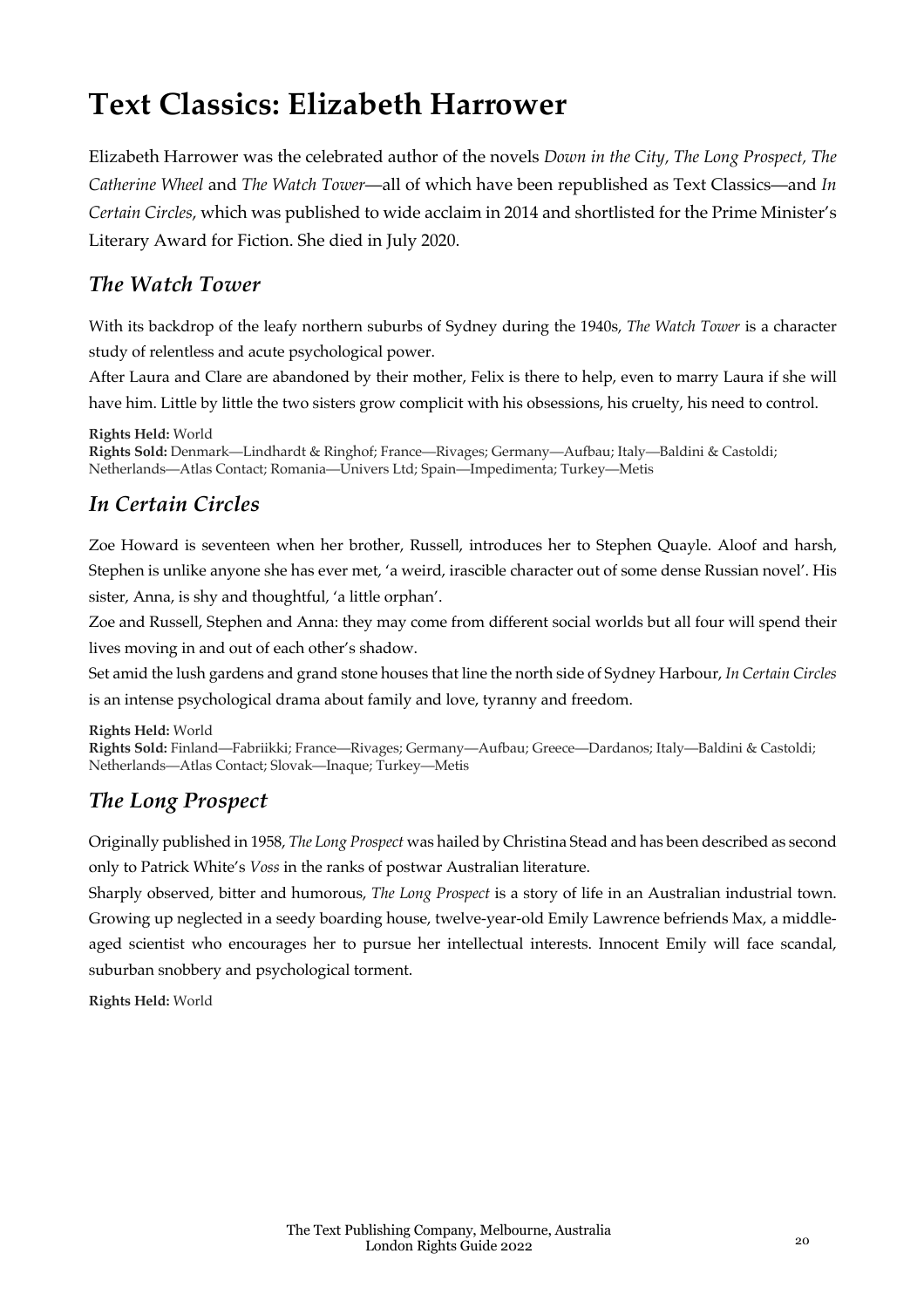# Text Classics: Elizabeth Harrower

Elizabeth Harrower was the celebrated author of the novels *Down in the City*, *The Long Prospect*, *The Catherine Wheel* and *The Watch Tower*—all of which have been republished as Text Classics—and *In Certain Circles*, which was published to wide acclaim in 2014 and shortlisted for the Prime Minister's Literary Award for Fiction. She died in July 2020.

## *The Watch Tower*

With its backdrop of the leafy northern suburbs of Sydney during the 1940s, *The Watch Tower* is a character study of relentless and acute psychological power.

After Laura and Clare are abandoned by their mother, Felix is there to help, even to marry Laura if she will have him. Little by little the two sisters grow complicit with his obsessions, his cruelty, his need to control.

**Rights Held:** World
**Rights Sold:** Denmark—Lindhardt & Ringhof; France—Rivages; Germany—Aufbau; Italy—Baldini & Castoldi; Netherlands—Atlas Contact; Romania—Univers Ltd; Spain—Impedimenta; Turkey—Metis

## *In Certain Circles*

Zoe Howard is seventeen when her brother, Russell, introduces her to Stephen Quayle. Aloof and harsh, Stephen is unlike anyone she has ever met, 'a weird, irascible character out of some dense Russian novel'. His sister, Anna, is shy and thoughtful, 'a little orphan'.

Zoe and Russell, Stephen and Anna: they may come from different social worlds but all four will spend their lives moving in and out of each other's shadow.

Set amid the lush gardens and grand stone houses that line the north side of Sydney Harbour, *In Certain Circles* is an intense psychological drama about family and love, tyranny and freedom.

**Rights Held:** World
**Rights Sold:** Finland—Fabriikki; France—Rivages; Germany—Aufbau; Greece—Dardanos; Italy—Baldini & Castoldi; Netherlands—Atlas Contact; Slovak—Inaque; Turkey—Metis

## *The Long Prospect*

Originally published in 1958, *The Long Prospect* was hailed by Christina Stead and has been described as second only to Patrick White's *Voss* in the ranks of postwar Australian literature.

Sharply observed, bitter and humorous, *The Long Prospect* is a story of life in an Australian industrial town. Growing up neglected in a seedy boarding house, twelve-year-old Emily Lawrence befriends Max, a middle-aged scientist who encourages her to pursue her intellectual interests. Innocent Emily will face scandal, suburban snobbery and psychological torment.

**Rights Held:** World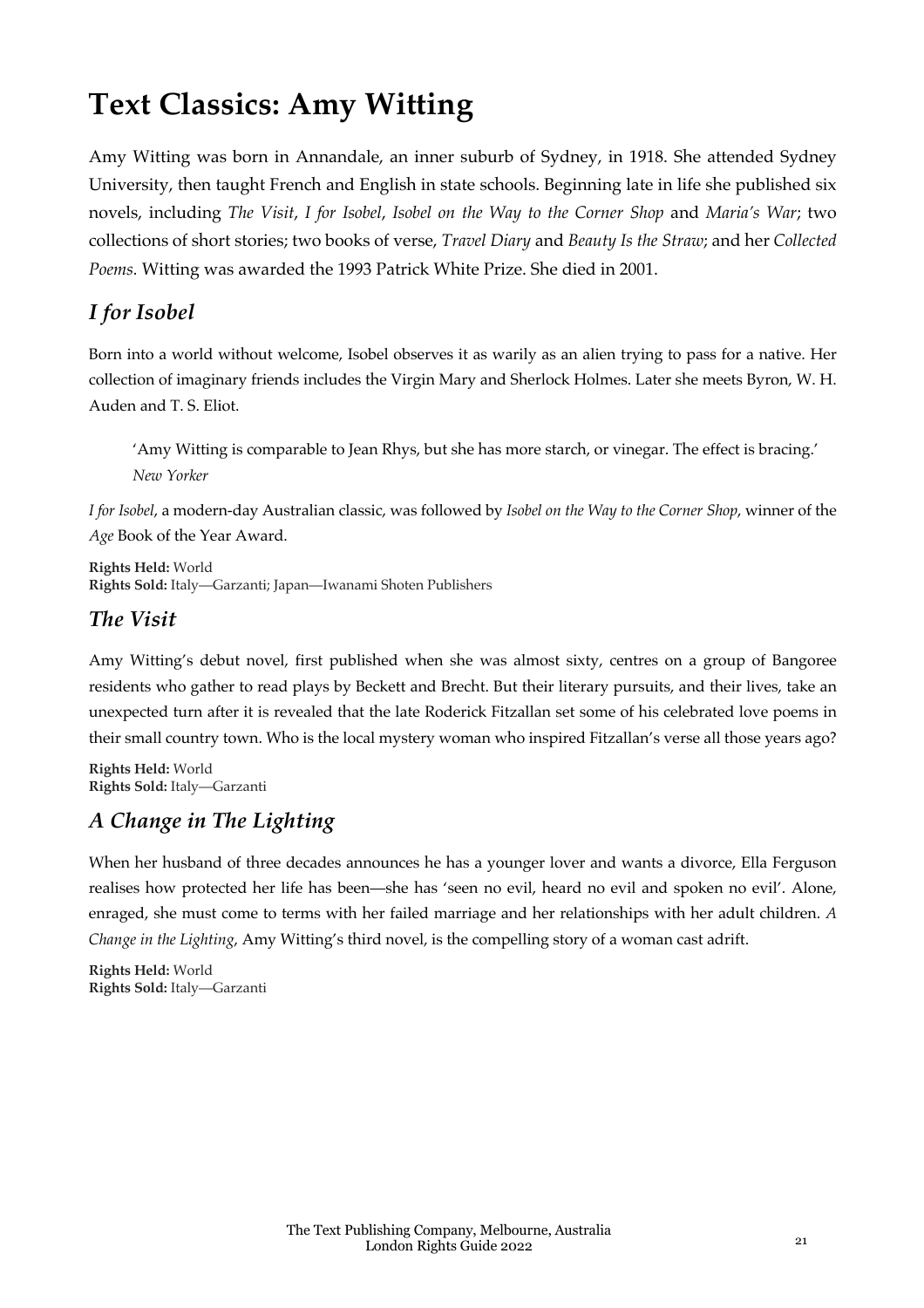# Text Classics: Amy Witting

Amy Witting was born in Annandale, an inner suburb of Sydney, in 1918. She attended Sydney University, then taught French and English in state schools. Beginning late in life she published six novels, including *The Visit*, *I for Isobel*, *Isobel on the Way to the Corner Shop* and *Maria's War*; two collections of short stories; two books of verse, *Travel Diary* and *Beauty Is the Straw*; and her *Collected Poems*. Witting was awarded the 1993 Patrick White Prize. She died in 2001.

## *I for Isobel*

Born into a world without welcome, Isobel observes it as warily as an alien trying to pass for a native. Her collection of imaginary friends includes the Virgin Mary and Sherlock Holmes. Later she meets Byron, W. H. Auden and T. S. Eliot.

> 'Amy Witting is comparable to Jean Rhys, but she has more starch, or vinegar. The effect is bracing.'
> *New Yorker*

*I for Isobel*, a modern-day Australian classic, was followed by *Isobel on the Way to the Corner Shop*, winner of the *Age* Book of the Year Award.

**Rights Held:** World
**Rights Sold:** Italy—Garzanti; Japan—Iwanami Shoten Publishers

## *The Visit*

Amy Witting's debut novel, first published when she was almost sixty, centres on a group of Bangoree residents who gather to read plays by Beckett and Brecht. But their literary pursuits, and their lives, take an unexpected turn after it is revealed that the late Roderick Fitzallan set some of his celebrated love poems in their small country town. Who is the local mystery woman who inspired Fitzallan's verse all those years ago?

**Rights Held:** World
**Rights Sold:** Italy—Garzanti

## *A Change in The Lighting*

When her husband of three decades announces he has a younger lover and wants a divorce, Ella Ferguson realises how protected her life has been—she has 'seen no evil, heard no evil and spoken no evil'. Alone, enraged, she must come to terms with her failed marriage and her relationships with her adult children. *A Change in the Lighting*, Amy Witting's third novel, is the compelling story of a woman cast adrift.

**Rights Held:** World
**Rights Sold:** Italy—Garzanti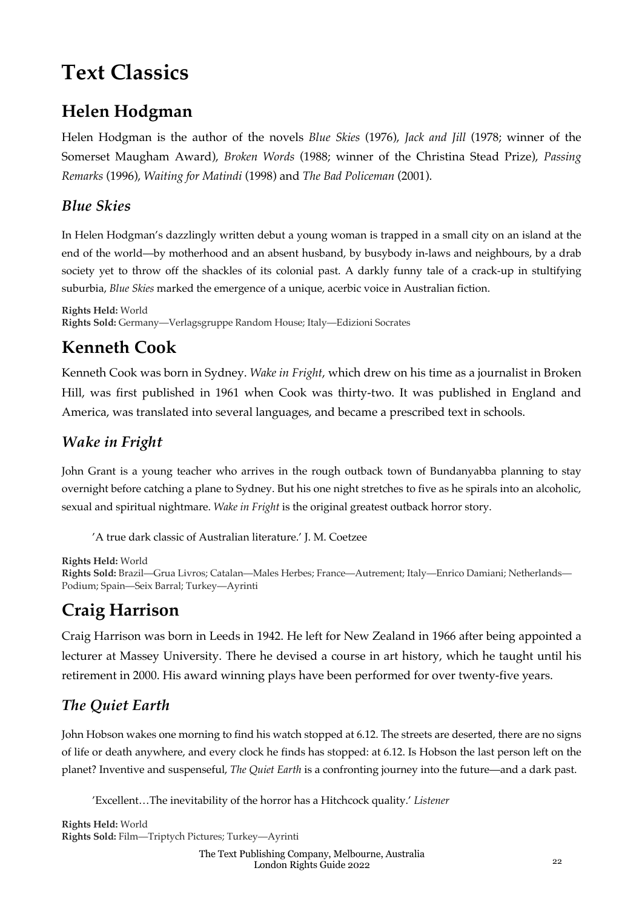# Text Classics

## Helen Hodgman

Helen Hodgman is the author of the novels *Blue Skies* (1976), *Jack and Jill* (1978; winner of the Somerset Maugham Award), *Broken Words* (1988; winner of the Christina Stead Prize), *Passing Remarks* (1996), *Waiting for Matindi* (1998) and *The Bad Policeman* (2001).

### *Blue Skies*

In Helen Hodgman's dazzlingly written debut a young woman is trapped in a small city on an island at the end of the world—by motherhood and an absent husband, by busybody in-laws and neighbours, by a drab society yet to throw off the shackles of its colonial past. A darkly funny tale of a crack-up in stultifying suburbia, *Blue Skies* marked the emergence of a unique, acerbic voice in Australian fiction.

**Rights Held:** World
**Rights Sold:** Germany—Verlagsgruppe Random House; Italy—Edizioni Socrates

## Kenneth Cook

Kenneth Cook was born in Sydney. *Wake in Fright*, which drew on his time as a journalist in Broken Hill, was first published in 1961 when Cook was thirty-two. It was published in England and America, was translated into several languages, and became a prescribed text in schools.

### *Wake in Fright*

John Grant is a young teacher who arrives in the rough outback town of Bundanyabba planning to stay overnight before catching a plane to Sydney. But his one night stretches to five as he spirals into an alcoholic, sexual and spiritual nightmare. *Wake in Fright* is the original greatest outback horror story.

> 'A true dark classic of Australian literature.' J. M. Coetzee

**Rights Held:** World
**Rights Sold:** Brazil—Grua Livros; Catalan—Males Herbes; France—Autrement; Italy—Enrico Damiani; Netherlands—Podium; Spain—Seix Barral; Turkey—Ayrinti

## Craig Harrison

Craig Harrison was born in Leeds in 1942. He left for New Zealand in 1966 after being appointed a lecturer at Massey University. There he devised a course in art history, which he taught until his retirement in 2000. His award winning plays have been performed for over twenty-five years.

### *The Quiet Earth*

John Hobson wakes one morning to find his watch stopped at 6.12. The streets are deserted, there are no signs of life or death anywhere, and every clock he finds has stopped: at 6.12. Is Hobson the last person left on the planet? Inventive and suspenseful, *The Quiet Earth* is a confronting journey into the future—and a dark past.

> 'Excellent…The inevitability of the horror has a Hitchcock quality.' *Listener*

**Rights Held:** World
**Rights Sold:** Film—Triptych Pictures; Turkey—Ayrinti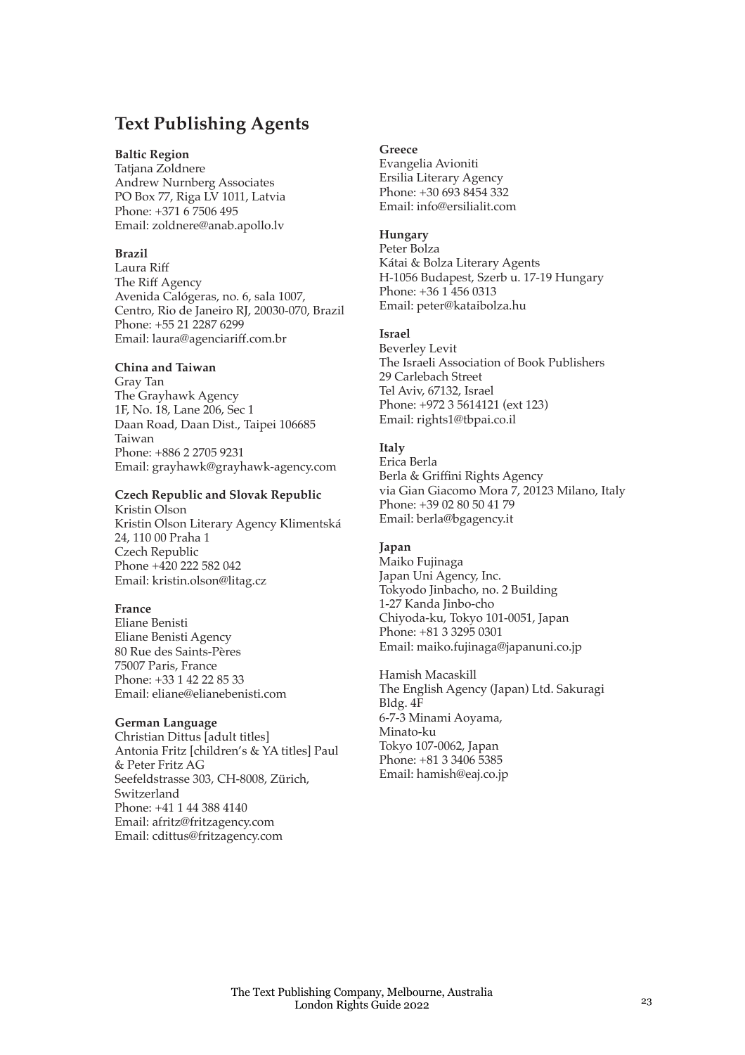## Text Publishing Agents

**Baltic Region**
Tatjana Zoldnere
Andrew Nurnberg Associates
PO Box 77, Riga LV 1011, Latvia
Phone: +371 6 7506 495
Email: zoldnere@anab.apollo.lv

**Brazil**
Laura Riff
The Riff Agency
Avenida Calógeras, no. 6, sala 1007,
Centro, Rio de Janeiro RJ, 20030-070, Brazil
Phone: +55 21 2287 6299
Email: laura@agenciariff.com.br

**China and Taiwan**
Gray Tan
The Grayhawk Agency
1F, No. 18, Lane 206, Sec 1
Daan Road, Daan Dist., Taipei 106685
Taiwan
Phone: +886 2 2705 9231
Email: grayhawk@grayhawk-agency.com

**Czech Republic and Slovak Republic**
Kristin Olson
Kristin Olson Literary Agency Klimentská
24, 110 00 Praha 1
Czech Republic
Phone +420 222 582 042
Email: kristin.olson@litag.cz

**France**
Eliane Benisti
Eliane Benisti Agency
80 Rue des Saints-Pères
75007 Paris, France
Phone: +33 1 42 22 85 33
Email: eliane@elianebenisti.com

**German Language**
Christian Dittus [adult titles]
Antonia Fritz [children's & YA titles] Paul & Peter Fritz AG
Seefeldstrasse 303, CH-8008, Zürich,
Switzerland
Phone: +41 1 44 388 4140
Email: afritz@fritzagency.com
Email: cdittus@fritzagency.com

**Greece**
Evangelia Avioniti
Ersilia Literary Agency
Phone: +30 693 8454 332
Email: info@ersilialit.com

**Hungary**
Peter Bolza
Kátai & Bolza Literary Agents
H-1056 Budapest, Szerb u. 17-19 Hungary
Phone: +36 1 456 0313
Email: peter@kataibolza.hu

**Israel**
Beverley Levit
The Israeli Association of Book Publishers
29 Carlebach Street
Tel Aviv, 67132, Israel
Phone: +972 3 5614121 (ext 123)
Email: rights1@tbpai.co.il

**Italy**
Erica Berla
Berla & Griffini Rights Agency
via Gian Giacomo Mora 7, 20123 Milano, Italy
Phone: +39 02 80 50 41 79
Email: berla@bgagency.it

**Japan**
Maiko Fujinaga
Japan Uni Agency, Inc.
Tokyodo Jinbacho, no. 2 Building
1-27 Kanda Jinbo-cho
Chiyoda-ku, Tokyo 101-0051, Japan
Phone: +81 3 3295 0301
Email: maiko.fujinaga@japanuni.co.jp

Hamish Macaskill
The English Agency (Japan) Ltd. Sakuragi Bldg. 4F
6-7-3 Minami Aoyama,
Minato-ku
Tokyo 107-0062, Japan
Phone: +81 3 3406 5385
Email: hamish@eaj.co.jp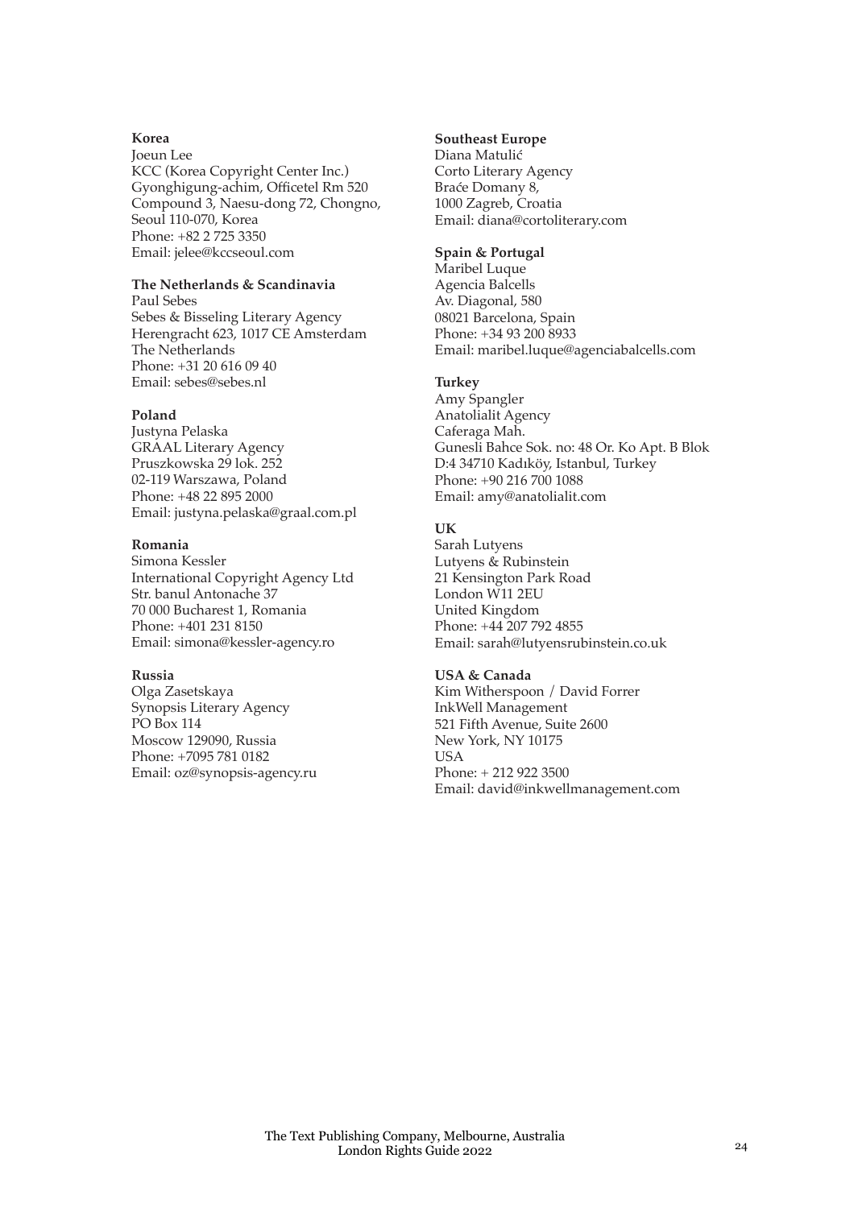**Korea**
Joeun Lee
KCC (Korea Copyright Center Inc.)
Gyonghigung-achim, Officetel Rm 520
Compound 3, Naesu-dong 72, Chongno,
Seoul 110-070, Korea
Phone: +82 2 725 3350
Email: jelee@kccseoul.com

**The Netherlands & Scandinavia**
Paul Sebes
Sebes & Bisseling Literary Agency
Herengracht 623, 1017 CE Amsterdam
The Netherlands
Phone: +31 20 616 09 40
Email: sebes@sebes.nl

**Poland**
Justyna Pelaska
GRAAL Literary Agency
Pruszkowska 29 lok. 252
02-119 Warszawa, Poland
Phone: +48 22 895 2000
Email: justyna.pelaska@graal.com.pl

**Romania**
Simona Kessler
International Copyright Agency Ltd
Str. banul Antonache 37
70 000 Bucharest 1, Romania
Phone: +401 231 8150
Email: simona@kessler-agency.ro

**Russia**
Olga Zasetskaya
Synopsis Literary Agency
PO Box 114
Moscow 129090, Russia
Phone: +7095 781 0182
Email: oz@synopsis-agency.ru

**Southeast Europe**
Diana Matulić
Corto Literary Agency
Braće Domany 8,
1000 Zagreb, Croatia
Email: diana@cortoliterary.com

**Spain & Portugal**
Maribel Luque
Agencia Balcells
Av. Diagonal, 580
08021 Barcelona, Spain
Phone: +34 93 200 8933
Email: maribel.luque@agenciabalcells.com

**Turkey**
Amy Spangler
Anatolialit Agency
Caferaga Mah.
Gunesli Bahce Sok. no: 48 Or. Ko Apt. B Blok
D:4 34710 Kadıköy, Istanbul, Turkey
Phone: +90 216 700 1088
Email: amy@anatolialit.com

**UK**
Sarah Lutyens
Lutyens & Rubinstein
21 Kensington Park Road
London W11 2EU
United Kingdom
Phone: +44 207 792 4855
Email: sarah@lutyensrubinstein.co.uk

**USA & Canada**
Kim Witherspoon / David Forrer
InkWell Management
521 Fifth Avenue, Suite 2600
New York, NY 10175
USA
Phone: + 212 922 3500
Email: david@inkwellmanagement.com